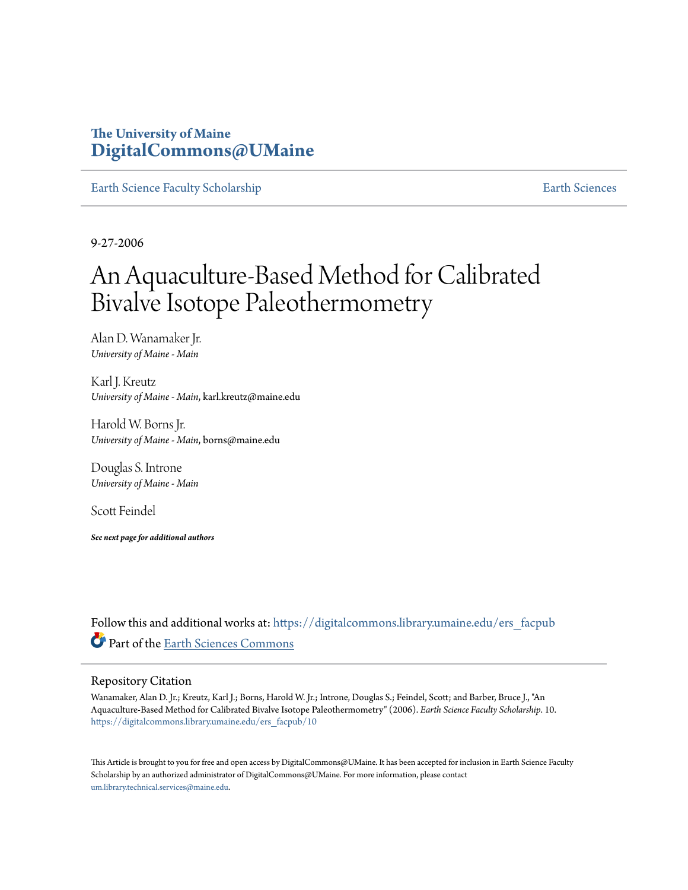The University of Maine
**DigitalCommons@UMaine**

Earth Science Faculty Scholarship | Earth Sciences

9-27-2006

# An Aquaculture-Based Method for Calibrated Bivalve Isotope Paleothermometry

Alan D. Wanamaker Jr.
*University of Maine - Main*

Karl J. Kreutz
*University of Maine - Main*, karl.kreutz@maine.edu

Harold W. Borns Jr.
*University of Maine - Main*, borns@maine.edu

Douglas S. Introne
*University of Maine - Main*

Scott Feindel

***See next page for additional authors***

Follow this and additional works at: https://digitalcommons.library.umaine.edu/ers_facpub

Part of the Earth Sciences Commons

## Repository Citation

Wanamaker, Alan D. Jr.; Kreutz, Karl J.; Borns, Harold W. Jr.; Introne, Douglas S.; Feindel, Scott; and Barber, Bruce J., "An Aquaculture-Based Method for Calibrated Bivalve Isotope Paleothermometry" (2006). *Earth Science Faculty Scholarship*. 10.
https://digitalcommons.library.umaine.edu/ers_facpub/10

This Article is brought to you for free and open access by DigitalCommons@UMaine. It has been accepted for inclusion in Earth Science Faculty Scholarship by an authorized administrator of DigitalCommons@UMaine. For more information, please contact um.library.technical.services@maine.edu.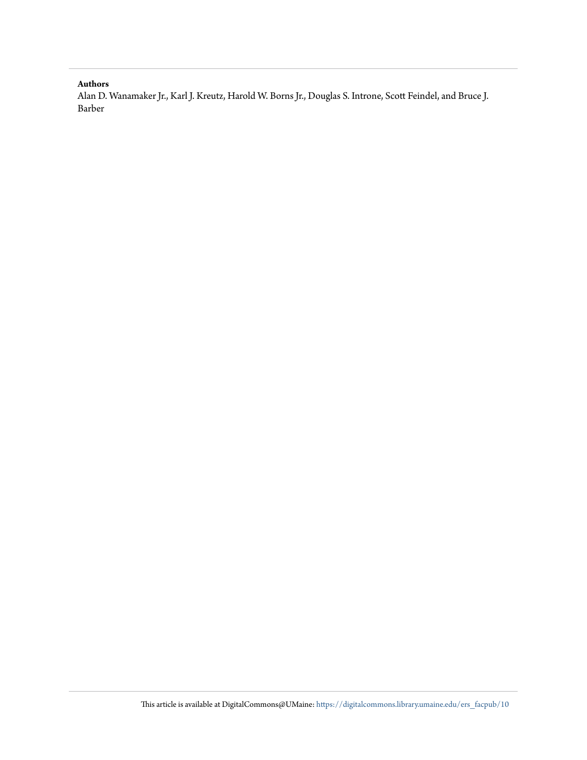**Authors**

Alan D. Wanamaker Jr., Karl J. Kreutz, Harold W. Borns Jr., Douglas S. Introne, Scott Feindel, and Bruce J. Barber

This article is available at DigitalCommons@UMaine: https://digitalcommons.library.umaine.edu/ers_facpub/10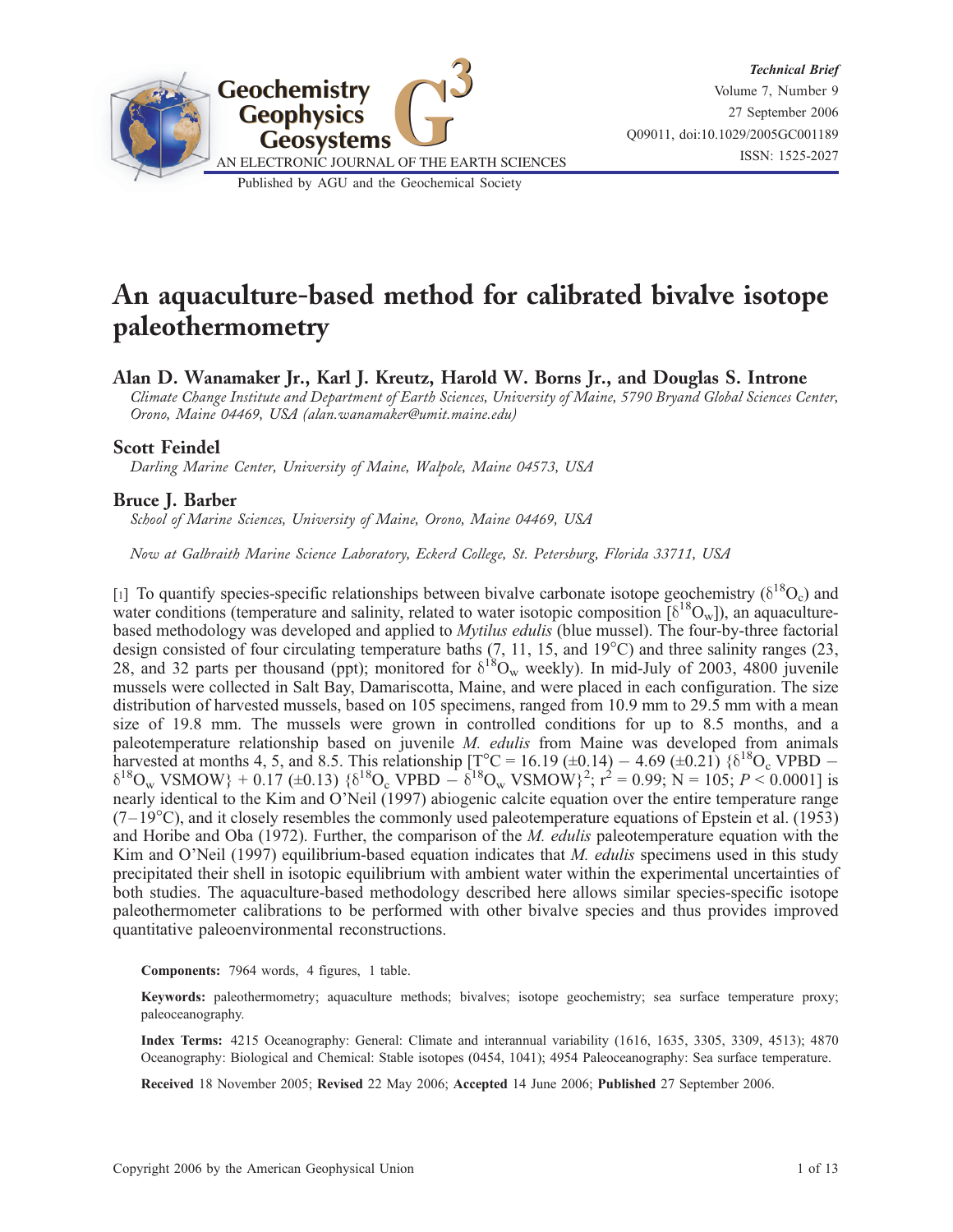# An aquaculture-based method for calibrated bivalve isotope paleothermometry

## Alan D. Wanamaker Jr., Karl J. Kreutz, Harold W. Borns Jr., and Douglas S. Introne

*Climate Change Institute and Department of Earth Sciences, University of Maine, 5790 Bryand Global Sciences Center, Orono, Maine 04469, USA (alan.wanamaker@umit.maine.edu)*

## Scott Feindel

*Darling Marine Center, University of Maine, Walpole, Maine 04573, USA*

## Bruce J. Barber

*School of Marine Sciences, University of Maine, Orono, Maine 04469, USA*

*Now at Galbraith Marine Science Laboratory, Eckerd College, St. Petersburg, Florida 33711, USA*

[1] To quantify species-specific relationships between bivalve carbonate isotope geochemistry ($\delta^{18}O_c$) and water conditions (temperature and salinity, related to water isotopic composition [$\delta^{18}O_w$]), an aquaculture-based methodology was developed and applied to *Mytilus edulis* (blue mussel). The four-by-three factorial design consisted of four circulating temperature baths (7, 11, 15, and 19°C) and three salinity ranges (23, 28, and 32 parts per thousand (ppt); monitored for $\delta^{18}O_w$ weekly). In mid-July of 2003, 4800 juvenile mussels were collected in Salt Bay, Damariscotta, Maine, and were placed in each configuration. The size distribution of harvested mussels, based on 105 specimens, ranged from 10.9 mm to 29.5 mm with a mean size of 19.8 mm. The mussels were grown in controlled conditions for up to 8.5 months, and a paleotemperature relationship based on juvenile *M. edulis* from Maine was developed from animals harvested at months 4, 5, and 8.5. This relationship [$T°C = 16.19\ (\pm 0.14) - 4.69\ (\pm 0.21)\ \{\delta^{18}O_c\ \text{VPBD} - \delta^{18}O_w\ \text{VSMOW}\} + 0.17\ (\pm 0.13)\ \{\delta^{18}O_c\ \text{VPBD} - \delta^{18}O_w\ \text{VSMOW}\}^2$; $r^2 = 0.99$; $N = 105$; $P < 0.0001$] is nearly identical to the Kim and O'Neil (1997) abiogenic calcite equation over the entire temperature range (7–19°C), and it closely resembles the commonly used paleotemperature equations of Epstein et al. (1953) and Horibe and Oba (1972). Further, the comparison of the *M. edulis* paleotemperature equation with the Kim and O'Neil (1997) equilibrium-based equation indicates that *M. edulis* specimens used in this study precipitated their shell in isotopic equilibrium with ambient water within the experimental uncertainties of both studies. The aquaculture-based methodology described here allows similar species-specific isotope paleothermometer calibrations to be performed with other bivalve species and thus provides improved quantitative paleoenvironmental reconstructions.

**Components:** 7964 words, 4 figures, 1 table.

**Keywords:** paleothermometry; aquaculture methods; bivalves; isotope geochemistry; sea surface temperature proxy; paleoceanography.

**Index Terms:** 4215 Oceanography: General: Climate and interannual variability (1616, 1635, 3305, 3309, 4513); 4870 Oceanography: Biological and Chemical: Stable isotopes (0454, 1041); 4954 Paleoceanography: Sea surface temperature.

**Received** 18 November 2005; **Revised** 22 May 2006; **Accepted** 14 June 2006; **Published** 27 September 2006.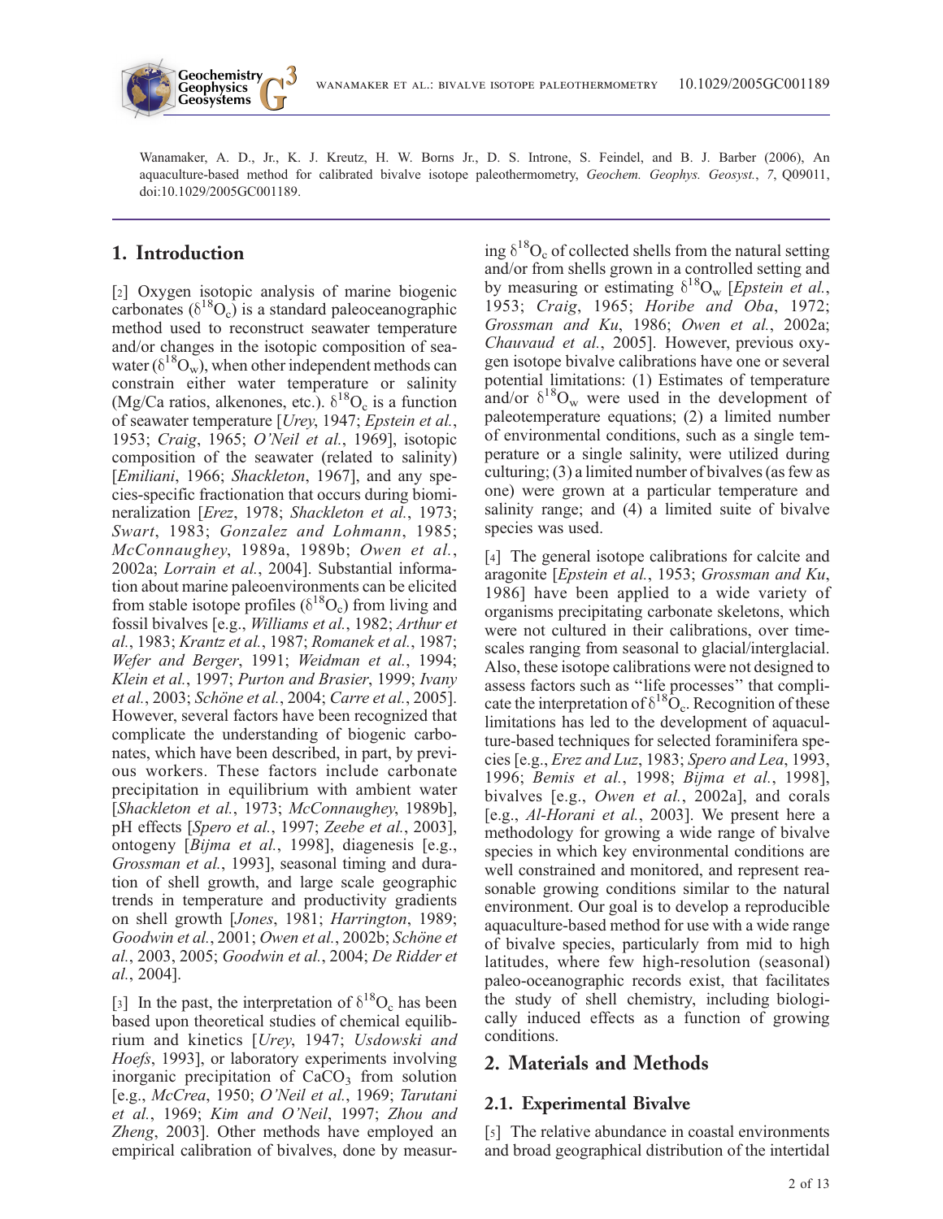Wanamaker, A. D., Jr., K. J. Kreutz, H. W. Borns Jr., D. S. Introne, S. Feindel, and B. J. Barber (2006), An aquaculture-based method for calibrated bivalve isotope paleothermometry, *Geochem. Geophys. Geosyst.*, *7*, Q09011, doi:10.1029/2005GC001189.

## 1. Introduction

[2] Oxygen isotopic analysis of marine biogenic carbonates ($\delta^{18}O_c$) is a standard paleoceanographic method used to reconstruct seawater temperature and/or changes in the isotopic composition of seawater ($\delta^{18}O_w$), when other independent methods can constrain either water temperature or salinity (Mg/Ca ratios, alkenones, etc.). $\delta^{18}O_c$ is a function of seawater temperature [*Urey*, 1947; *Epstein et al.*, 1953; *Craig*, 1965; *O'Neil et al.*, 1969], isotopic composition of the seawater (related to salinity) [*Emiliani*, 1966; *Shackleton*, 1967], and any species-specific fractionation that occurs during biomineralization [*Erez*, 1978; *Shackleton et al.*, 1973; *Swart*, 1983; *Gonzalez and Lohmann*, 1985; *McConnaughey*, 1989a, 1989b; *Owen et al.*, 2002a; *Lorrain et al.*, 2004]. Substantial information about marine paleoenvironments can be elicited from stable isotope profiles ($\delta^{18}O_c$) from living and fossil bivalves [e.g., *Williams et al.*, 1982; *Arthur et al.*, 1983; *Krantz et al.*, 1987; *Romanek et al.*, 1987; *Wefer and Berger*, 1991; *Weidman et al.*, 1994; *Klein et al.*, 1997; *Purton and Brasier*, 1999; *Ivany et al.*, 2003; *Schöne et al.*, 2004; *Carre et al.*, 2005]. However, several factors have been recognized that complicate the understanding of biogenic carbonates, which have been described, in part, by previous workers. These factors include carbonate precipitation in equilibrium with ambient water [*Shackleton et al.*, 1973; *McConnaughey*, 1989b], pH effects [*Spero et al.*, 1997; *Zeebe et al.*, 2003], ontogeny [*Bijma et al.*, 1998], diagenesis [e.g., *Grossman et al.*, 1993], seasonal timing and duration of shell growth, and large scale geographic trends in temperature and productivity gradients on shell growth [*Jones*, 1981; *Harrington*, 1989; *Goodwin et al.*, 2001; *Owen et al.*, 2002b; *Schöne et al.*, 2003, 2005; *Goodwin et al.*, 2004; *De Ridder et al.*, 2004].

[3] In the past, the interpretation of $\delta^{18}O_c$ has been based upon theoretical studies of chemical equilibrium and kinetics [*Urey*, 1947; *Usdowski and Hoefs*, 1993], or laboratory experiments involving inorganic precipitation of $CaCO_3$ from solution [e.g., *McCrea*, 1950; *O'Neil et al.*, 1969; *Tarutani et al.*, 1969; *Kim and O'Neil*, 1997; *Zhou and Zheng*, 2003]. Other methods have employed an empirical calibration of bivalves, done by measuring $\delta^{18}O_c$ of collected shells from the natural setting and/or from shells grown in a controlled setting and by measuring or estimating $\delta^{18}O_w$ [*Epstein et al.*, 1953; *Craig*, 1965; *Horibe and Oba*, 1972; *Grossman and Ku*, 1986; *Owen et al.*, 2002a; *Chauvaud et al.*, 2005]. However, previous oxygen isotope bivalve calibrations have one or several potential limitations: (1) Estimates of temperature and/or $\delta^{18}O_w$ were used in the development of paleotemperature equations; (2) a limited number of environmental conditions, such as a single temperature or a single salinity, were utilized during culturing; (3) a limited number of bivalves (as few as one) were grown at a particular temperature and salinity range; and (4) a limited suite of bivalve species was used.

[4] The general isotope calibrations for calcite and aragonite [*Epstein et al.*, 1953; *Grossman and Ku*, 1986] have been applied to a wide variety of organisms precipitating carbonate skeletons, which were not cultured in their calibrations, over timescales ranging from seasonal to glacial/interglacial. Also, these isotope calibrations were not designed to assess factors such as "life processes" that complicate the interpretation of $\delta^{18}O_c$. Recognition of these limitations has led to the development of aquaculture-based techniques for selected foraminifera species [e.g., *Erez and Luz*, 1983; *Spero and Lea*, 1993, 1996; *Bemis et al.*, 1998; *Bijma et al.*, 1998], bivalves [e.g., *Owen et al.*, 2002a], and corals [e.g., *Al-Horani et al.*, 2003]. We present here a methodology for growing a wide range of bivalve species in which key environmental conditions are well constrained and monitored, and represent reasonable growing conditions similar to the natural environment. Our goal is to develop a reproducible aquaculture-based method for use with a wide range of bivalve species, particularly from mid to high latitudes, where few high-resolution (seasonal) paleo-oceanographic records exist, that facilitates the study of shell chemistry, including biologically induced effects as a function of growing conditions.

## 2. Materials and Methods

### 2.1. Experimental Bivalve

[5] The relative abundance in coastal environments and broad geographical distribution of the intertidal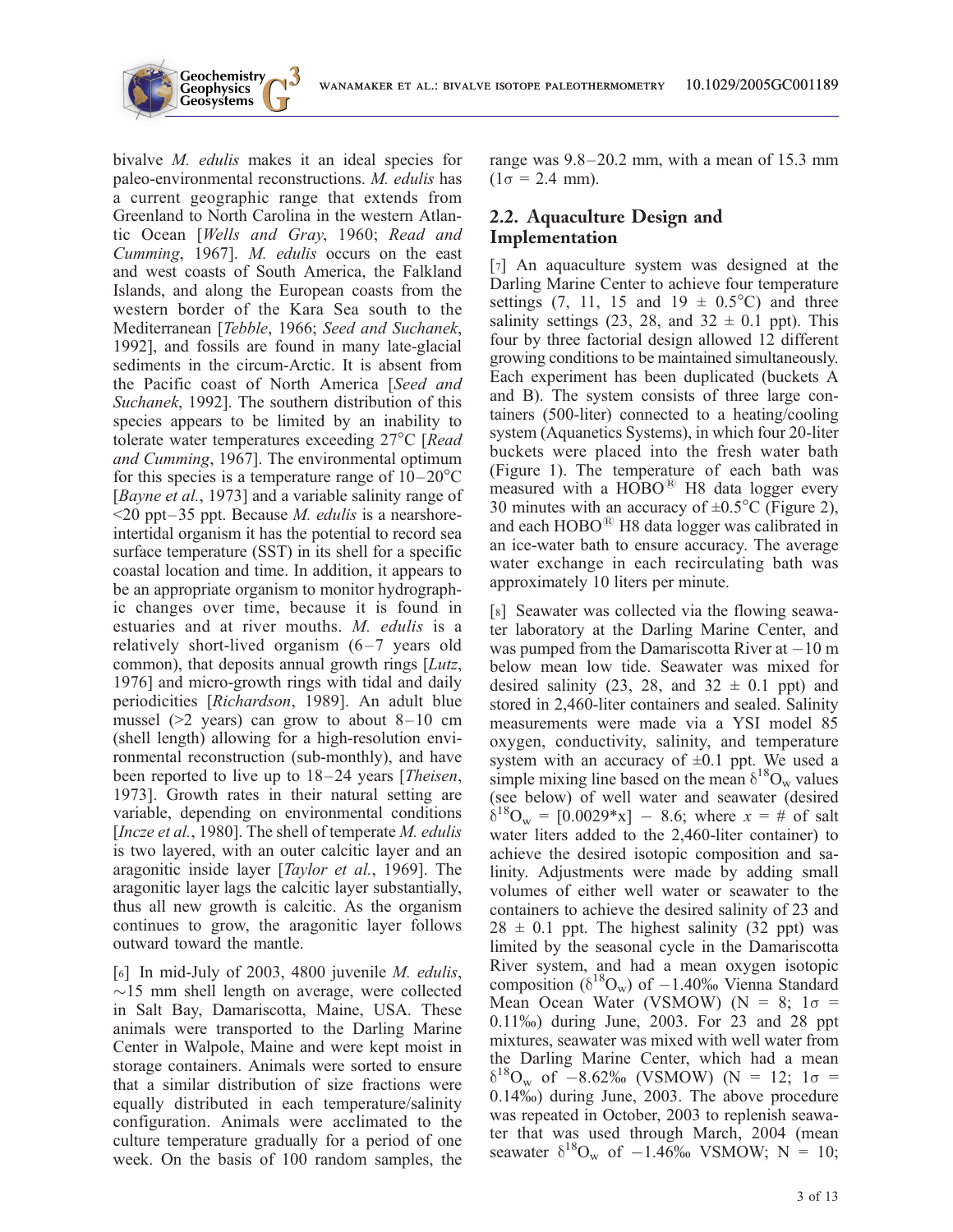bivalve *M. edulis* makes it an ideal species for paleo-environmental reconstructions. *M. edulis* has a current geographic range that extends from Greenland to North Carolina in the western Atlantic Ocean [*Wells and Gray*, 1960; *Read and Cumming*, 1967]. *M. edulis* occurs on the east and west coasts of South America, the Falkland Islands, and along the European coasts from the western border of the Kara Sea south to the Mediterranean [*Tebble*, 1966; *Seed and Suchanek*, 1992], and fossils are found in many late-glacial sediments in the circum-Arctic. It is absent from the Pacific coast of North America [*Seed and Suchanek*, 1992]. The southern distribution of this species appears to be limited by an inability to tolerate water temperatures exceeding 27°C [*Read and Cumming*, 1967]. The environmental optimum for this species is a temperature range of 10–20°C [*Bayne et al.*, 1973] and a variable salinity range of <20 ppt–35 ppt. Because *M. edulis* is a nearshore-intertidal organism it has the potential to record sea surface temperature (SST) in its shell for a specific coastal location and time. In addition, it appears to be an appropriate organism to monitor hydrographic changes over time, because it is found in estuaries and at river mouths. *M. edulis* is a relatively short-lived organism (6–7 years old common), that deposits annual growth rings [*Lutz*, 1976] and micro-growth rings with tidal and daily periodicities [*Richardson*, 1989]. An adult blue mussel (>2 years) can grow to about 8–10 cm (shell length) allowing for a high-resolution environmental reconstruction (sub-monthly), and have been reported to live up to 18–24 years [*Theisen*, 1973]. Growth rates in their natural setting are variable, depending on environmental conditions [*Incze et al.*, 1980]. The shell of temperate *M. edulis* is two layered, with an outer calcitic layer and an aragonitic inside layer [*Taylor et al.*, 1969]. The aragonitic layer lags the calcitic layer substantially, thus all new growth is calcitic. As the organism continues to grow, the aragonitic layer follows outward toward the mantle.

[6] In mid-July of 2003, 4800 juvenile *M. edulis*, ~15 mm shell length on average, were collected in Salt Bay, Damariscotta, Maine, USA. These animals were transported to the Darling Marine Center in Walpole, Maine and were kept moist in storage containers. Animals were sorted to ensure that a similar distribution of size fractions were equally distributed in each temperature/salinity configuration. Animals were acclimated to the culture temperature gradually for a period of one week. On the basis of 100 random samples, the range was 9.8–20.2 mm, with a mean of 15.3 mm ($1\sigma$ = 2.4 mm).

## 2.2. Aquaculture Design and Implementation

[7] An aquaculture system was designed at the Darling Marine Center to achieve four temperature settings (7, 11, 15 and 19 ± 0.5°C) and three salinity settings (23, 28, and 32 ± 0.1 ppt). This four by three factorial design allowed 12 different growing conditions to be maintained simultaneously. Each experiment has been duplicated (buckets A and B). The system consists of three large containers (500-liter) connected to a heating/cooling system (Aquanetics Systems), in which four 20-liter buckets were placed into the fresh water bath (Figure 1). The temperature of each bath was measured with a HOBO® H8 data logger every 30 minutes with an accuracy of ±0.5°C (Figure 2), and each HOBO® H8 data logger was calibrated in an ice-water bath to ensure accuracy. The average water exchange in each recirculating bath was approximately 10 liters per minute.

[8] Seawater was collected via the flowing seawater laboratory at the Darling Marine Center, and was pumped from the Damariscotta River at −10 m below mean low tide. Seawater was mixed for desired salinity (23, 28, and 32 ± 0.1 ppt) and stored in 2,460-liter containers and sealed. Salinity measurements were made via a YSI model 85 oxygen, conductivity, salinity, and temperature system with an accuracy of ±0.1 ppt. We used a simple mixing line based on the mean $\delta^{18}O_w$ values (see below) of well water and seawater (desired $\delta^{18}O_w = [0.0029*x] - 8.6$; where $x$ = # of salt water liters added to the 2,460-liter container) to achieve the desired isotopic composition and salinity. Adjustments were made by adding small volumes of either well water or seawater to the containers to achieve the desired salinity of 23 and 28 ± 0.1 ppt. The highest salinity (32 ppt) was limited by the seasonal cycle in the Damariscotta River system, and had a mean oxygen isotopic composition ($\delta^{18}O_w$) of −1.40‰ Vienna Standard Mean Ocean Water (VSMOW) (N = 8; $1\sigma$ = 0.11‰) during June, 2003. For 23 and 28 ppt mixtures, seawater was mixed with well water from the Darling Marine Center, which had a mean $\delta^{18}O_w$ of −8.62‰ (VSMOW) (N = 12; $1\sigma$ = 0.14‰) during June, 2003. The above procedure was repeated in October, 2003 to replenish seawater that was used through March, 2004 (mean seawater $\delta^{18}O_w$ of −1.46‰ VSMOW; N = 10;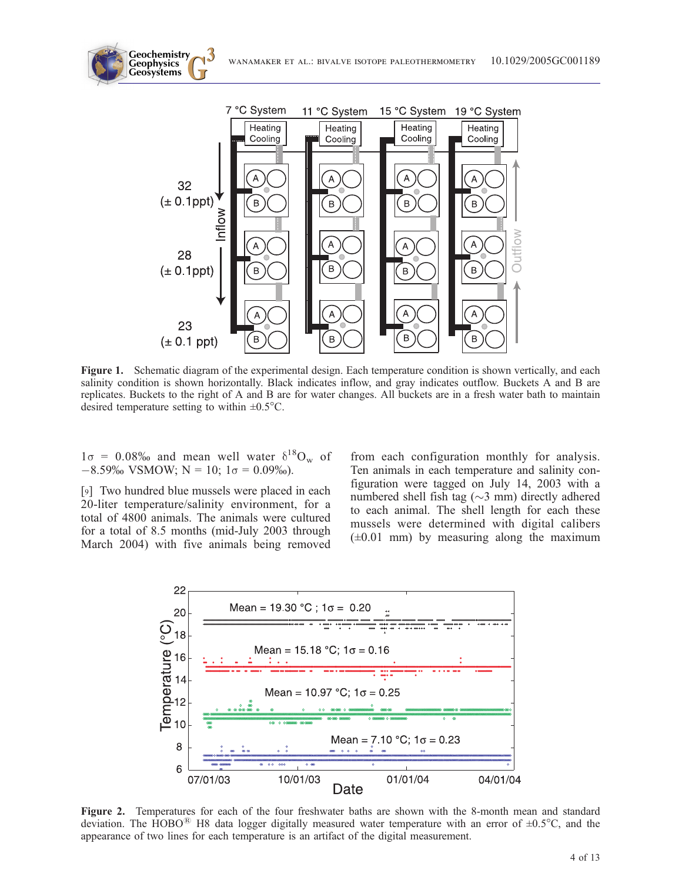Figure 1. Schematic diagram of the experimental design. Each temperature condition is shown vertically, and each salinity condition is shown horizontally. Black indicates inflow, and gray indicates outflow. Buckets A and B are replicates. Buckets to the right of A and B are for water changes. All buckets are in a fresh water bath to maintain desired temperature setting to within ±0.5°C.

1σ = 0.08‰ and mean well water $\delta^{18}O_w$ of −8.59‰ VSMOW; N = 10; 1σ = 0.09‰).

[9] Two hundred blue mussels were placed in each 20-liter temperature/salinity environment, for a total of 4800 animals. The animals were cultured for a total of 8.5 months (mid-July 2003 through March 2004) with five animals being removed from each configuration monthly for analysis. Ten animals in each temperature and salinity configuration were tagged on July 14, 2003 with a numbered shell fish tag (~3 mm) directly adhered to each animal. The shell length for each these mussels were determined with digital calibers (±0.01 mm) by measuring along the maximum

Figure 2. Temperatures for each of the four freshwater baths are shown with the 8-month mean and standard deviation. The HOBO® H8 data logger digitally measured water temperature with an error of ±0.5°C, and the appearance of two lines for each temperature is an artifact of the digital measurement.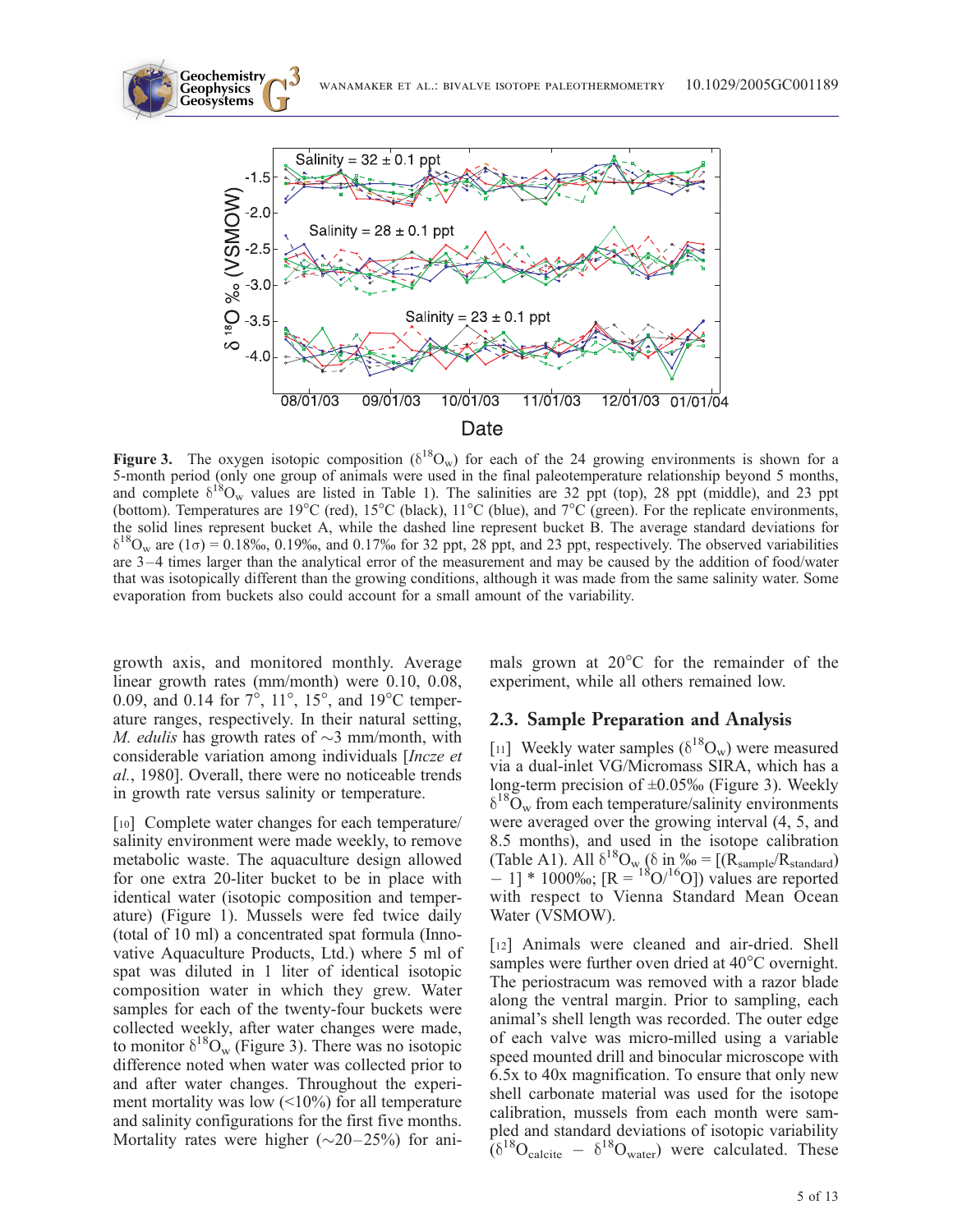Figure 3. The oxygen isotopic composition ($\delta^{18}O_w$) for each of the 24 growing environments is shown for a 5-month period (only one group of animals were used in the final paleotemperature relationship beyond 5 months, and complete $\delta^{18}O_w$ values are listed in Table 1). The salinities are 32 ppt (top), 28 ppt (middle), and 23 ppt (bottom). Temperatures are 19°C (red), 15°C (black), 11°C (blue), and 7°C (green). For the replicate environments, the solid lines represent bucket A, while the dashed line represent bucket B. The average standard deviations for $\delta^{18}O_w$ are (1σ) = 0.18‰, 0.19‰, and 0.17‰ for 32 ppt, 28 ppt, and 23 ppt, respectively. The observed variabilities are 3–4 times larger than the analytical error of the measurement and may be caused by the addition of food/water that was isotopically different than the growing conditions, although it was made from the same salinity water. Some evaporation from buckets also could account for a small amount of the variability.

growth axis, and monitored monthly. Average linear growth rates (mm/month) were 0.10, 0.08, 0.09, and 0.14 for 7°, 11°, 15°, and 19°C temperature ranges, respectively. In their natural setting, *M. edulis* has growth rates of ~3 mm/month, with considerable variation among individuals [*Incze et al.*, 1980]. Overall, there were no noticeable trends in growth rate versus salinity or temperature.

[10] Complete water changes for each temperature/salinity environment were made weekly, to remove metabolic waste. The aquaculture design allowed for one extra 20-liter bucket to be in place with identical water (isotopic composition and temperature) (Figure 1). Mussels were fed twice daily (total of 10 ml) a concentrated spat formula (Innovative Aquaculture Products, Ltd.) where 5 ml of spat was diluted in 1 liter of identical isotopic composition water in which they grew. Water samples for each of the twenty-four buckets were collected weekly, after water changes were made, to monitor $\delta^{18}O_w$ (Figure 3). There was no isotopic difference noted when water was collected prior to and after water changes. Throughout the experiment mortality was low (<10%) for all temperature and salinity configurations for the first five months. Mortality rates were higher (~20–25%) for animals grown at 20°C for the remainder of the experiment, while all others remained low.

## 2.3. Sample Preparation and Analysis

[11] Weekly water samples ($\delta^{18}O_w$) were measured via a dual-inlet VG/Micromass SIRA, which has a long-term precision of ±0.05‰ (Figure 3). Weekly $\delta^{18}O_w$ from each temperature/salinity environments were averaged over the growing interval (4, 5, and 8.5 months), and used in the isotope calibration (Table A1). All $\delta^{18}O_w$ ($\delta$ in ‰ = $[(R_{sample}/R_{standard}) - 1] * 1000$‰; $[R = {}^{18}O/{}^{16}O]$) values are reported with respect to Vienna Standard Mean Ocean Water (VSMOW).

[12] Animals were cleaned and air-dried. Shell samples were further oven dried at 40°C overnight. The periostracum was removed with a razor blade along the ventral margin. Prior to sampling, each animal's shell length was recorded. The outer edge of each valve was micro-milled using a variable speed mounted drill and binocular microscope with 6.5x to 40x magnification. To ensure that only new shell carbonate material was used for the isotope calibration, mussels from each month were sampled and standard deviations of isotopic variability ($\delta^{18}O_{calcite} - \delta^{18}O_{water}$) were calculated. These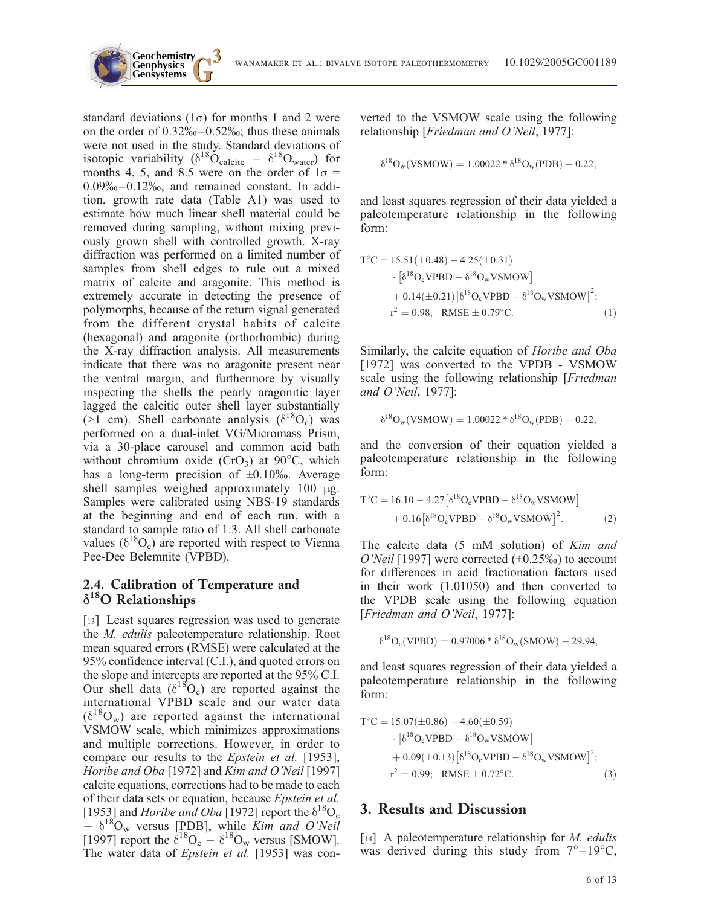standard deviations ($1\sigma$) for months 1 and 2 were on the order of 0.32‰–0.52‰; thus these animals were not used in the study. Standard deviations of isotopic variability ($\delta^{18}O_{calcite} - \delta^{18}O_{water}$) for months 4, 5, and 8.5 were on the order of $1\sigma$ = 0.09‰–0.12‰, and remained constant. In addition, growth rate data (Table A1) was used to estimate how much linear shell material could be removed during sampling, without mixing previously grown shell with controlled growth. X-ray diffraction was performed on a limited number of samples from shell edges to rule out a mixed matrix of calcite and aragonite. This method is extremely accurate in detecting the presence of polymorphs, because of the return signal generated from the different crystal habits of calcite (hexagonal) and aragonite (orthorhombic) during the X-ray diffraction analysis. All measurements indicate that there was no aragonite present near the ventral margin, and furthermore by visually inspecting the shells the pearly aragonitic layer lagged the calcitic outer shell layer substantially (>1 cm). Shell carbonate analysis ($\delta^{18}O_c$) was performed on a dual-inlet VG/Micromass Prism, via a 30-place carousel and common acid bath without chromium oxide ($CrO_3$) at 90°C, which has a long-term precision of ±0.10‰. Average shell samples weighed approximately 100 μg. Samples were calibrated using NBS-19 standards at the beginning and end of each run, with a standard to sample ratio of 1:3. All shell carbonate values ($\delta^{18}O_c$) are reported with respect to Vienna Pee-Dee Belemnite (VPBD).

## 2.4. Calibration of Temperature and $\delta^{18}O$ Relationships

[13] Least squares regression was used to generate the *M. edulis* paleotemperature relationship. Root mean squared errors (RMSE) were calculated at the 95% confidence interval (C.I.), and quoted errors on the slope and intercepts are reported at the 95% C.I. Our shell data ($\delta^{18}O_c$) are reported against the international VPBD scale and our water data ($\delta^{18}O_w$) are reported against the international VSMOW scale, which minimizes approximations and multiple corrections. However, in order to compare our results to the *Epstein et al.* [1953], *Horibe and Oba* [1972] and *Kim and O'Neil* [1997] calcite equations, corrections had to be made to each of their data sets or equation, because *Epstein et al.* [1953] and *Horibe and Oba* [1972] report the $\delta^{18}O_c - \delta^{18}O_w$ versus [PDB], while *Kim and O'Neil* [1997] report the $\delta^{18}O_c - \delta^{18}O_w$ versus [SMOW]. The water data of *Epstein et al.* [1953] was converted to the VSMOW scale using the following relationship [*Friedman and O'Neil*, 1977]:

$$\delta^{18}O_w(\mathrm{VSMOW}) = 1.00022 * \delta^{18}O_w(\mathrm{PDB}) + 0.22,$$

and least squares regression of their data yielded a paleotemperature relationship in the following form:

$$\begin{aligned} \mathrm{T}^{\circ}\mathrm{C} = {} & 15.51(\pm 0.48) - 4.25(\pm 0.31) \\ & \cdot \left[\delta^{18}O_c\mathrm{VPBD} - \delta^{18}O_w\mathrm{VSMOW}\right] \\ & + 0.14(\pm 0.21)\left[\delta^{18}O_c\mathrm{VPBD} - \delta^{18}O_w\mathrm{VSMOW}\right]^2; \\ & r^2 = 0.98;\ \ \mathrm{RMSE} \pm 0.79^{\circ}\mathrm{C}. \end{aligned} \tag{1}$$

Similarly, the calcite equation of *Horibe and Oba* [1972] was converted to the VPDB - VSMOW scale using the following relationship [*Friedman and O'Neil*, 1977]:

$$\delta^{18}O_w(\mathrm{VSMOW}) = 1.00022 * \delta^{18}O_w(\mathrm{PDB}) + 0.22,$$

and the conversion of their equation yielded a paleotemperature relationship in the following form:

$$\begin{aligned} \mathrm{T}^{\circ}\mathrm{C} = {} & 16.10 - 4.27\left[\delta^{18}O_c\mathrm{VPBD} - \delta^{18}O_w\mathrm{VSMOW}\right] \\ & + 0.16\left[\delta^{18}O_c\mathrm{VPBD} - \delta^{18}O_w\mathrm{VSMOW}\right]^2. \end{aligned} \tag{2}$$

The calcite data (5 mM solution) of *Kim and O'Neil* [1997] were corrected (+0.25‰) to account for differences in acid fractionation factors used in their work (1.01050) and then converted to the VPDB scale using the following equation [*Friedman and O'Neil*, 1977]:

$$\delta^{18}O_c(\mathrm{VPBD}) = 0.97006 * \delta^{18}O_w(\mathrm{SMOW}) - 29.94,$$

and least squares regression of their data yielded a paleotemperature relationship in the following form:

$$\begin{aligned} \mathrm{T}^{\circ}\mathrm{C} = {} & 15.07(\pm 0.86) - 4.60(\pm 0.59) \\ & \cdot \left[\delta^{18}O_c\mathrm{VPBD} - \delta^{18}O_w\mathrm{VSMOW}\right] \\ & + 0.09(\pm 0.13)\left[\delta^{18}O_c\mathrm{VPBD} - \delta^{18}O_w\mathrm{VSMOW}\right]^2; \\ & r^2 = 0.99;\ \ \mathrm{RMSE} \pm 0.72^{\circ}\mathrm{C}. \end{aligned} \tag{3}$$

# 3. Results and Discussion

[14] A paleotemperature relationship for *M. edulis* was derived during this study from 7°–19°C,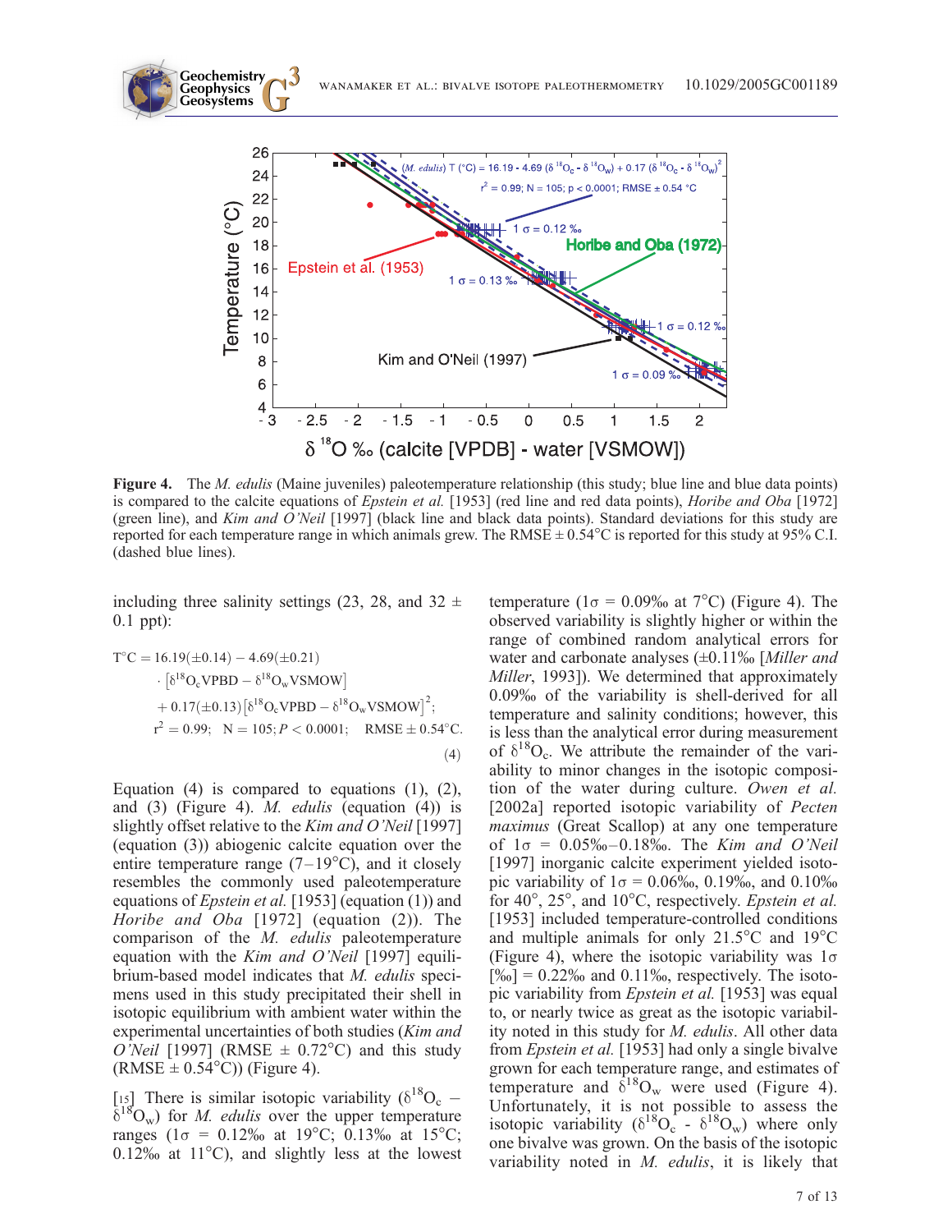Figure 4. The *M. edulis* (Maine juveniles) paleotemperature relationship (this study; blue line and blue data points) is compared to the calcite equations of *Epstein et al.* [1953] (red line and red data points), *Horibe and Oba* [1972] (green line), and *Kim and O'Neil* [1997] (black line and black data points). Standard deviations for this study are reported for each temperature range in which animals grew. The RMSE ± 0.54°C is reported for this study at 95% C.I. (dashed blue lines).

including three salinity settings (23, 28, and 32 ± 0.1 ppt):

$$\begin{aligned} T^{\circ}C &= 16.19(\pm 0.14) - 4.69(\pm 0.21) \\ &\quad \cdot \left[\delta^{18}O_c VPBD - \delta^{18}O_w VSMOW\right] \\ &\quad + 0.17(\pm 0.13)\left[\delta^{18}O_c VPBD - \delta^{18}O_w VSMOW\right]^2; \\ r^2 &= 0.99; \quad N = 105; P < 0.0001; \quad RMSE \pm 0.54^{\circ}C. \end{aligned} \tag{4}$$

Equation (4) is compared to equations (1), (2), and (3) (Figure 4). *M. edulis* (equation (4)) is slightly offset relative to the *Kim and O'Neil* [1997] (equation (3)) abiogenic calcite equation over the entire temperature range (7–19°C), and it closely resembles the commonly used paleotemperature equations of *Epstein et al.* [1953] (equation (1)) and *Horibe and Oba* [1972] (equation (2)). The comparison of the *M. edulis* paleotemperature equation with the *Kim and O'Neil* [1997] equilibrium-based model indicates that *M. edulis* specimens used in this study precipitated their shell in isotopic equilibrium with ambient water within the experimental uncertainties of both studies (*Kim and O'Neil* [1997] (RMSE ± 0.72°C) and this study (RMSE ± 0.54°C)) (Figure 4).

[15] There is similar isotopic variability ($\delta^{18}O_c - \delta^{18}O_w$) for *M. edulis* over the upper temperature ranges ($1\sigma$ = 0.12‰ at 19°C; 0.13‰ at 15°C; 0.12‰ at 11°C), and slightly less at the lowest temperature ($1\sigma$ = 0.09‰ at 7°C) (Figure 4). The observed variability is slightly higher or within the range of combined random analytical errors for water and carbonate analyses (±0.11‰ [*Miller and Miller*, 1993]). We determined that approximately 0.09‰ of the variability is shell-derived for all temperature and salinity conditions; however, this is less than the analytical error during measurement of $\delta^{18}O_c$. We attribute the remainder of the variability to minor changes in the isotopic composition of the water during culture. *Owen et al.* [2002a] reported isotopic variability of *Pecten maximus* (Great Scallop) at any one temperature of $1\sigma$ = 0.05‰–0.18‰. The *Kim and O'Neil* [1997] inorganic calcite experiment yielded isotopic variability of $1\sigma$ = 0.06‰, 0.19‰, and 0.10‰ for 40°, 25°, and 10°C, respectively. *Epstein et al.* [1953] included temperature-controlled conditions and multiple animals for only 21.5°C and 19°C (Figure 4), where the isotopic variability was $1\sigma$ [‰] = 0.22‰ and 0.11‰, respectively. The isotopic variability from *Epstein et al.* [1953] was equal to, or nearly twice as great as the isotopic variability noted in this study for *M. edulis*. All other data from *Epstein et al.* [1953] had only a single bivalve grown for each temperature range, and estimates of temperature and $\delta^{18}O_w$ were used (Figure 4). Unfortunately, it is not possible to assess the isotopic variability ($\delta^{18}O_c$ - $\delta^{18}O_w$) where only one bivalve was grown. On the basis of the isotopic variability noted in *M. edulis*, it is likely that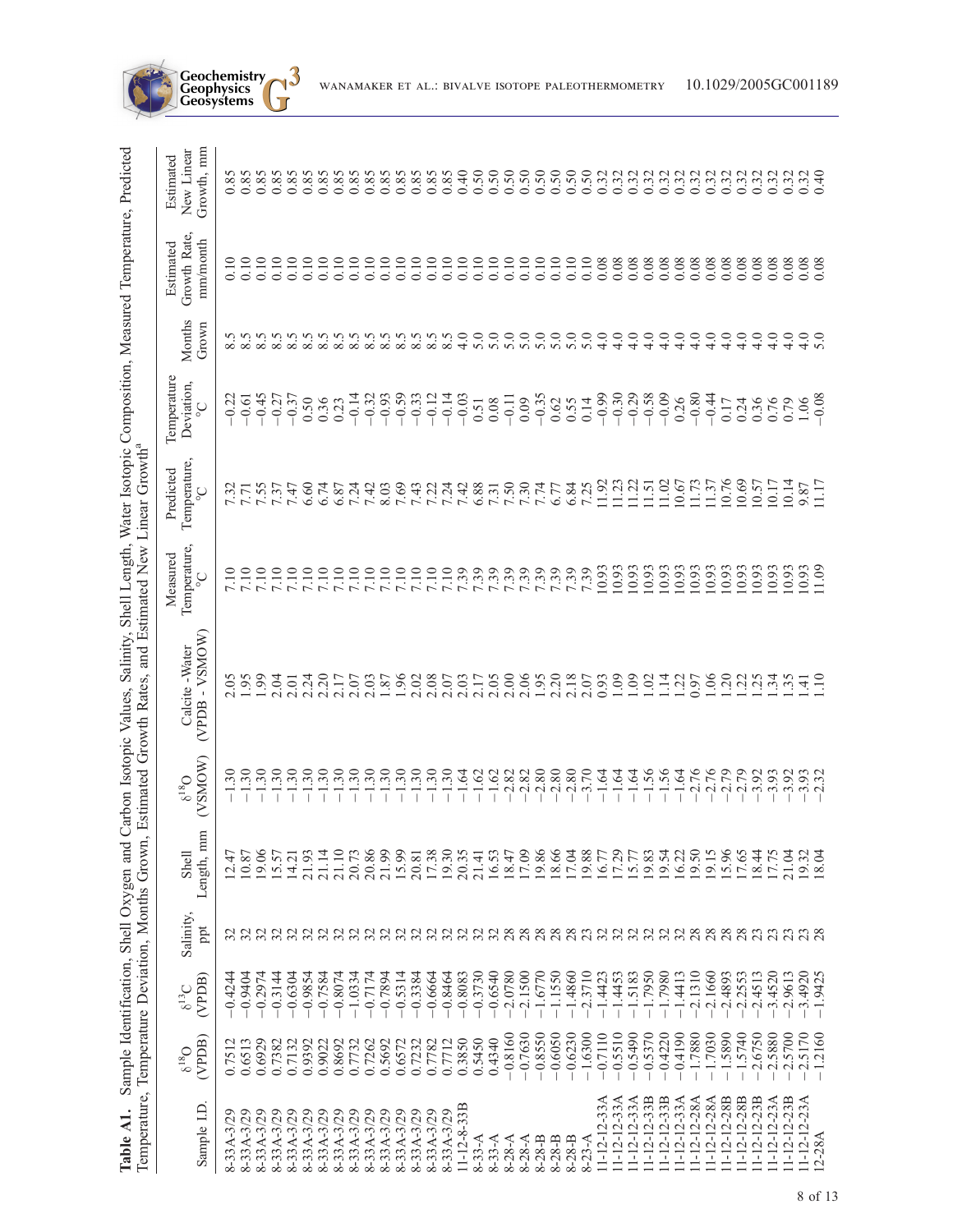**Table A1.** Sample Identification, Shell Oxygen and Carbon Isotopic Values, Salinity, Shell Length, Water Isotopic Composition, Measured Temperature, Predicted Temperature, Temperature Deviation, Months Grown, Estimated Growth Rates, and Estimated New Linear Growth[a]

| Sample I.D. | $\delta^{18}O$ (VPDB) | $\delta^{13}C$ (VPDB) | Salinity, ppt | Shell Length, mm | $\delta^{18}O$ (VSMOW) | Calcite - Water (VPDB - VSMOW) | Measured Temperature, °C | Predicted Temperature, °C | Temperature Deviation, °C | Months Grown | Estimated Growth Rate, mm/month | Estimated New Linear Growth, mm |
|---|---|---|---|---|---|---|---|---|---|---|---|---|
| 8-33A-3/29 | 0.7512 | −0.4244 | 32 | 12.47 | −1.30 | 2.05 | 7.10 | 7.32 | −0.22 | 8.5 | 0.10 | 0.85 |
| 8-33A-3/29 | 0.6513 | −0.9404 | 32 | 10.87 | −1.30 | 1.95 | 7.10 | 7.71 | −0.61 | 8.5 | 0.10 | 0.85 |
| 8-33A-3/29 | 0.6929 | −0.2974 | 32 | 19.06 | −1.30 | 1.99 | 7.10 | 7.55 | −0.45 | 8.5 | 0.10 | 0.85 |
| 8-33A-3/29 | 0.7382 | −0.3144 | 32 | 15.57 | −1.30 | 2.04 | 7.10 | 7.37 | −0.27 | 8.5 | 0.10 | 0.85 |
| 8-33A-3/29 | 0.7132 | −0.6304 | 32 | 14.21 | −1.30 | 2.01 | 7.10 | 7.47 | −0.37 | 8.5 | 0.10 | 0.85 |
| 8-33A-3/29 | 0.9392 | −0.9854 | 32 | 21.93 | −1.30 | 2.24 | 7.10 | 6.60 | 0.50 | 8.5 | 0.10 | 0.85 |
| 8-33A-3/29 | 0.9022 | −0.7584 | 32 | 21.14 | −1.30 | 2.20 | 7.10 | 6.74 | 0.36 | 8.5 | 0.10 | 0.85 |
| 8-33A-3/29 | 0.8692 | −0.8074 | 32 | 21.10 | −1.30 | 2.17 | 7.10 | 6.87 | 0.23 | 8.5 | 0.10 | 0.85 |
| 8-33A-3/29 | 0.7732 | −1.0334 | 32 | 20.73 | −1.30 | 2.07 | 7.10 | 7.24 | −0.14 | 8.5 | 0.10 | 0.85 |
| 8-33A-3/29 | 0.7262 | −0.7174 | 32 | 20.86 | −1.30 | 2.03 | 7.10 | 7.42 | −0.32 | 8.5 | 0.10 | 0.85 |
| 8-33A-3/29 | 0.5692 | −0.7894 | 32 | 21.99 | −1.30 | 1.87 | 7.10 | 8.03 | −0.93 | 8.5 | 0.10 | 0.85 |
| 8-33A-3/29 | 0.6572 | −0.5314 | 32 | 15.99 | −1.30 | 1.96 | 7.10 | 7.69 | −0.59 | 8.5 | 0.10 | 0.85 |
| 8-33A-3/29 | 0.7232 | −0.3384 | 32 | 20.81 | −1.30 | 2.02 | 7.10 | 7.43 | −0.33 | 8.5 | 0.10 | 0.85 |
| 8-33A-3/29 | 0.7782 | −0.6664 | 32 | 17.38 | −1.30 | 2.08 | 7.10 | 7.22 | −0.12 | 8.5 | 0.10 | 0.85 |
| 8-33A-3/29 | 0.7712 | −0.8464 | 32 | 19.30 | −1.30 | 2.07 | 7.10 | 7.24 | −0.14 | 8.5 | 0.10 | 0.85 |
| 11-12-8-33B | 0.3850 | −0.8083 | 32 | 20.35 | −1.64 | 2.03 | 7.39 | 7.42 | −0.03 | 4.0 | 0.10 | 0.40 |
| 8-33-A | 0.5450 | −0.3730 | 32 | 21.41 | −1.62 | 2.17 | 7.39 | 6.88 | 0.51 | 5.0 | 0.10 | 0.50 |
| 8-33-A | 0.4340 | −0.6540 | 32 | 16.53 | −1.62 | 2.05 | 7.39 | 7.31 | 0.08 | 5.0 | 0.10 | 0.50 |
| 8-28-A | −0.8160 | −2.0780 | 28 | 18.47 | −2.82 | 2.00 | 7.39 | 7.50 | −0.11 | 5.0 | 0.10 | 0.50 |
| 8-28-A | −0.7630 | −2.1500 | 28 | 17.09 | −2.82 | 2.06 | 7.39 | 7.30 | 0.09 | 5.0 | 0.10 | 0.50 |
| 8-28-B | −0.8550 | −1.6770 | 28 | 19.86 | −2.80 | 1.95 | 7.39 | 7.74 | −0.35 | 5.0 | 0.10 | 0.50 |
| 8-28-B | −0.6050 | −1.1550 | 28 | 18.66 | −2.80 | 2.20 | 7.39 | 6.77 | 0.62 | 5.0 | 0.10 | 0.50 |
| 8-28-B | −0.6230 | −1.4860 | 28 | 17.04 | −2.80 | 2.18 | 7.39 | 6.84 | 0.55 | 5.0 | 0.10 | 0.50 |
| 8-23-A | −1.6300 | −2.3710 | 23 | 19.88 | −3.70 | 2.07 | 7.39 | 7.25 | 0.14 | 5.0 | 0.10 | 0.50 |
| 11-12-12-33A | −0.7110 | −1.4423 | 32 | 16.77 | −1.64 | 0.93 | 10.93 | 11.92 | −0.99 | 4.0 | 0.08 | 0.32 |
| 11-12-12-33A | −0.5510 | −1.4453 | 32 | 17.29 | −1.64 | 1.09 | 10.93 | 11.23 | −0.30 | 4.0 | 0.08 | 0.32 |
| 11-12-12-33A | −0.5490 | −1.5183 | 32 | 15.77 | −1.64 | 1.09 | 10.93 | 11.22 | −0.29 | 4.0 | 0.08 | 0.32 |
| 11-12-12-33B | −0.5370 | −1.7950 | 32 | 19.83 | −1.56 | 1.02 | 10.93 | 11.51 | −0.58 | 4.0 | 0.08 | 0.32 |
| 11-12-12-33B | −0.4220 | −1.7980 | 32 | 19.54 | −1.56 | 1.14 | 10.93 | 11.02 | −0.09 | 4.0 | 0.08 | 0.32 |
| 11-12-12-33A | −0.4190 | −1.4413 | 32 | 16.22 | −1.64 | 1.22 | 10.93 | 10.67 | 0.26 | 4.0 | 0.08 | 0.32 |
| 11-12-12-28A | −1.7880 | −2.1310 | 28 | 19.50 | −2.76 | 0.97 | 10.93 | 11.73 | −0.80 | 4.0 | 0.08 | 0.32 |
| 11-12-12-28A | −1.7030 | −2.1660 | 28 | 19.15 | −2.76 | 1.06 | 10.93 | 11.37 | −0.44 | 4.0 | 0.08 | 0.32 |
| 11-12-12-28B | −1.5890 | −2.4893 | 28 | 15.96 | −2.79 | 1.20 | 10.93 | 10.76 | 0.17 | 4.0 | 0.08 | 0.32 |
| 11-12-12-28B | −1.5740 | −2.2553 | 28 | 17.65 | −2.79 | 1.22 | 10.93 | 10.69 | 0.24 | 4.0 | 0.08 | 0.32 |
| 11-12-12-23B | −2.6750 | −2.4513 | 23 | 18.44 | −3.92 | 1.25 | 10.93 | 10.57 | 0.36 | 4.0 | 0.08 | 0.32 |
| 11-12-12-23A | −2.5880 | −3.4520 | 23 | 17.75 | −3.93 | 1.34 | 10.93 | 10.17 | 0.76 | 4.0 | 0.08 | 0.32 |
| 11-12-12-23B | −2.5700 | −2.9613 | 23 | 21.04 | −3.92 | 1.35 | 10.93 | 10.14 | 0.79 | 4.0 | 0.08 | 0.32 |
| 11-12-12-23A | −2.5170 | −3.4920 | 23 | 19.32 | −3.93 | 1.41 | 10.93 | 9.87 | 1.06 | 4.0 | 0.08 | 0.32 |
| 12-28A | −1.2160 | −1.9425 | 28 | 18.04 | −2.32 | 1.10 | 11.09 | 11.17 | −0.08 | 5.0 | 0.08 | 0.40 |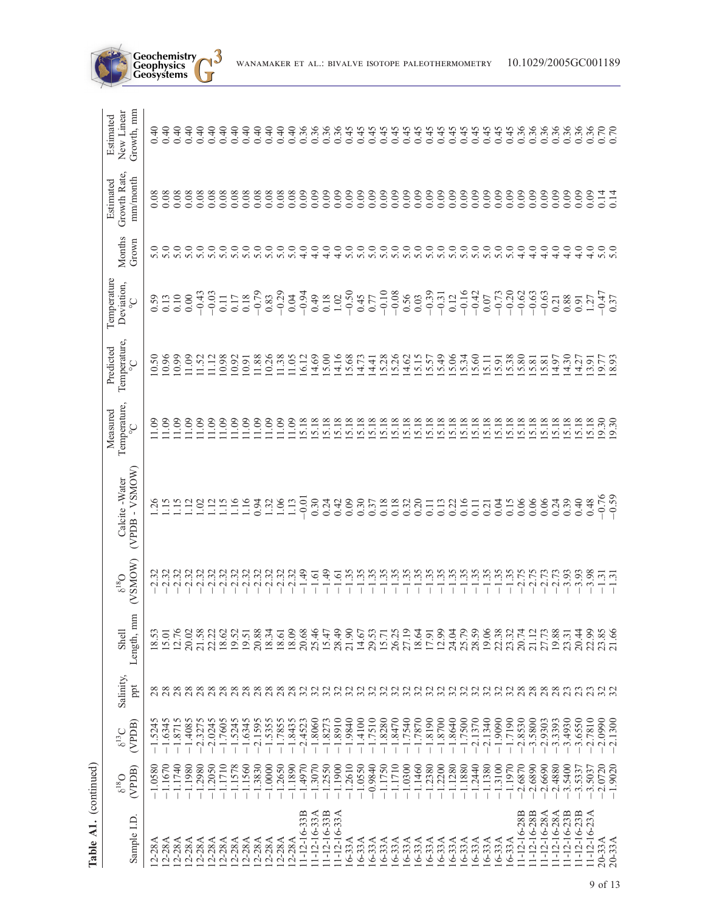**Table A1.** (continued)

| Sample I.D. | $\delta^{18}O$ (VPDB) | $\delta^{13}C$ (VPDB) | Salinity, ppt | Shell Length, mm | $\delta^{18}O$ (VSMOW) | Calcite - Water (VPDB - VSMOW) | Measured Temperature, °C | Predicted Temperature, °C | Temperature Deviation, °C | Months Grown | Estimated Growth Rate, mm/month | Estimated New Linear Growth, mm |
|---|---|---|---|---|---|---|---|---|---|---|---|---|
| 12-28A | −1.0580 | −1.5245 | 28 | 18.53 | −2.32 | 1.26 | 11.09 | 10.50 | 0.59 | 5.0 | 0.08 | 0.40 |
| 12-28A | −1.1670 | −1.6345 | 28 | 15.01 | −2.32 | 1.15 | 11.09 | 10.96 | 0.13 | 5.0 | 0.08 | 0.40 |
| 12-28A | −1.1740 | −1.8715 | 28 | 12.76 | −2.32 | 1.15 | 11.09 | 10.99 | 0.10 | 5.0 | 0.08 | 0.40 |
| 12-28A | −1.1980 | −1.4085 | 28 | 20.02 | −2.32 | 1.12 | 11.09 | 11.09 | 0.00 | 5.0 | 0.08 | 0.40 |
| 12-28A | −1.2980 | −2.3275 | 28 | 21.58 | −2.32 | 1.02 | 11.09 | 11.52 | −0.43 | 5.0 | 0.08 | 0.40 |
| 12-28A | −1.2050 | −2.0245 | 28 | 22.22 | −2.32 | 1.12 | 11.09 | 11.12 | −0.03 | 5.0 | 0.08 | 0.40 |
| 12-28A | −1.1710 | −1.7605 | 28 | 18.62 | −2.32 | 1.15 | 11.09 | 10.98 | 0.11 | 5.0 | 0.08 | 0.40 |
| 12-28A | −1.1578 | −1.5245 | 28 | 19.52 | −2.32 | 1.16 | 11.09 | 10.92 | 0.17 | 5.0 | 0.08 | 0.40 |
| 12-28A | −1.1560 | −1.6345 | 28 | 19.51 | −2.32 | 1.16 | 11.09 | 10.91 | 0.18 | 5.0 | 0.08 | 0.40 |
| 12-28A | −1.3830 | −2.1595 | 28 | 20.88 | −2.32 | 0.94 | 11.09 | 11.88 | −0.79 | 5.0 | 0.08 | 0.40 |
| 12-28A | −1.0000 | −1.5355 | 28 | 18.34 | −2.32 | 1.32 | 11.09 | 10.26 | 0.83 | 5.0 | 0.08 | 0.40 |
| 12-28A | −1.2650 | −1.7855 | 28 | 18.61 | −2.32 | 1.06 | 11.09 | 11.38 | −0.29 | 5.0 | 0.08 | 0.40 |
| 12-28A | −1.1890 | −1.8435 | 28 | 18.09 | −2.32 | 1.13 | 11.09 | 11.05 | 0.04 | 5.0 | 0.08 | 0.40 |
| 11-12-16-33B | −1.4970 | −2.4523 | 32 | 20.68 | −1.49 | −0.01 | 15.18 | 16.12 | −0.94 | 4.0 | 0.09 | 0.36 |
| 11-12-16-33A | −1.3070 | −1.8060 | 32 | 25.46 | −1.61 | 0.30 | 15.18 | 14.69 | 0.49 | 4.0 | 0.09 | 0.36 |
| 11-12-16-33B | −1.2550 | −1.8273 | 32 | 15.47 | −1.49 | 0.24 | 15.18 | 15.00 | 0.18 | 4.0 | 0.09 | 0.36 |
| 11-12-16-33A | −1.1900 | −1.8910 | 32 | 28.49 | −1.61 | 0.42 | 15.18 | 14.16 | 1.02 | 4.0 | 0.09 | 0.36 |
| 16-33A | −1.2610 | −1.9840 | 32 | 21.90 | −1.35 | 0.09 | 15.18 | 15.68 | −0.50 | 5.0 | 0.09 | 0.45 |
| 16-33A | −1.0550 | −1.4100 | 32 | 14.67 | −1.35 | 0.30 | 15.18 | 14.73 | 0.45 | 5.0 | 0.09 | 0.45 |
| 16-33A | −0.9840 | −1.7510 | 32 | 29.53 | −1.35 | 0.37 | 15.18 | 14.41 | 0.77 | 5.0 | 0.09 | 0.45 |
| 16-33A | −1.1750 | −1.8280 | 32 | 15.71 | −1.35 | 0.18 | 15.18 | 15.28 | −0.10 | 5.0 | 0.09 | 0.45 |
| 16-33A | −1.1710 | −1.8470 | 32 | 26.25 | −1.35 | 0.18 | 15.18 | 15.26 | −0.08 | 5.0 | 0.09 | 0.45 |
| 16-33A | −1.0300 | −1.7540 | 32 | 27.19 | −1.35 | 0.32 | 15.18 | 14.62 | 0.56 | 5.0 | 0.09 | 0.45 |
| 16-33A | −1.1460 | −1.7870 | 32 | 18.64 | −1.35 | 0.20 | 15.18 | 15.15 | 0.03 | 5.0 | 0.09 | 0.45 |
| 16-33A | −1.2380 | −1.8190 | 32 | 17.91 | −1.35 | 0.11 | 15.18 | 15.57 | −0.39 | 5.0 | 0.09 | 0.45 |
| 16-33A | −1.2200 | −1.8700 | 32 | 12.99 | −1.35 | 0.13 | 15.18 | 15.49 | −0.31 | 5.0 | 0.09 | 0.45 |
| 16-33A | −1.1280 | −1.8640 | 32 | 24.04 | −1.35 | 0.22 | 15.18 | 15.06 | 0.12 | 5.0 | 0.09 | 0.45 |
| 16-33A | −1.1880 | −1.7500 | 32 | 25.79 | −1.35 | 0.16 | 15.18 | 15.34 | −0.16 | 5.0 | 0.09 | 0.45 |
| 16-33A | −1.2440 | −2.1370 | 32 | 28.59 | −1.35 | 0.11 | 15.18 | 15.60 | −0.42 | 5.0 | 0.09 | 0.45 |
| 16-33A | −1.1380 | −2.1340 | 32 | 19.06 | −1.35 | 0.21 | 15.18 | 15.11 | 0.07 | 5.0 | 0.09 | 0.45 |
| 16-33A | −1.3100 | −1.9090 | 32 | 22.38 | −1.35 | 0.04 | 15.18 | 15.91 | −0.73 | 5.0 | 0.09 | 0.45 |
| 16-33A | −1.1970 | −1.7190 | 32 | 23.32 | −1.35 | 0.15 | 15.18 | 15.38 | −0.20 | 5.0 | 0.09 | 0.45 |
| 11-12-16-28B | −2.6870 | −2.8530 | 28 | 20.74 | −2.75 | 0.06 | 15.18 | 15.80 | −0.62 | 4.0 | 0.09 | 0.36 |
| 11-12-16-28B | −2.6890 | −3.5800 | 28 | 21.12 | −2.75 | 0.06 | 15.18 | 15.81 | −0.63 | 4.0 | 0.09 | 0.36 |
| 11-12-16-28A | −2.6690 | −2.9303 | 28 | 27.73 | −2.73 | 0.06 | 15.18 | 15.81 | −0.63 | 4.0 | 0.09 | 0.36 |
| 11-12-16-28A | −2.4880 | −3.3393 | 28 | 19.88 | −2.73 | 0.24 | 15.18 | 14.97 | 0.21 | 4.0 | 0.09 | 0.36 |
| 11-12-16-23B | −3.5400 | −3.4930 | 23 | 23.31 | −3.93 | 0.39 | 15.18 | 14.30 | 0.88 | 4.0 | 0.09 | 0.36 |
| 11-12-16-23B | −3.5337 | −3.6550 | 23 | 20.44 | −3.93 | 0.40 | 15.18 | 14.27 | 0.91 | 4.0 | 0.09 | 0.36 |
| 11-12-16-23A | −3.5037 | −2.7810 | 23 | 22.99 | −3.98 | 0.48 | 15.18 | 13.91 | 1.27 | 4.0 | 0.09 | 0.36 |
| 20-33A | −2.0720 | −2.0990 | 32 | 23.85 | −1.31 | −0.76 | 19.30 | 19.77 | −0.47 | 5.0 | 0.14 | 0.70 |
| 20-33A | −1.9020 | −2.1300 | 32 | 21.66 | −1.31 | −0.59 | 19.30 | 18.93 | 0.37 | 5.0 | 0.14 | 0.70 |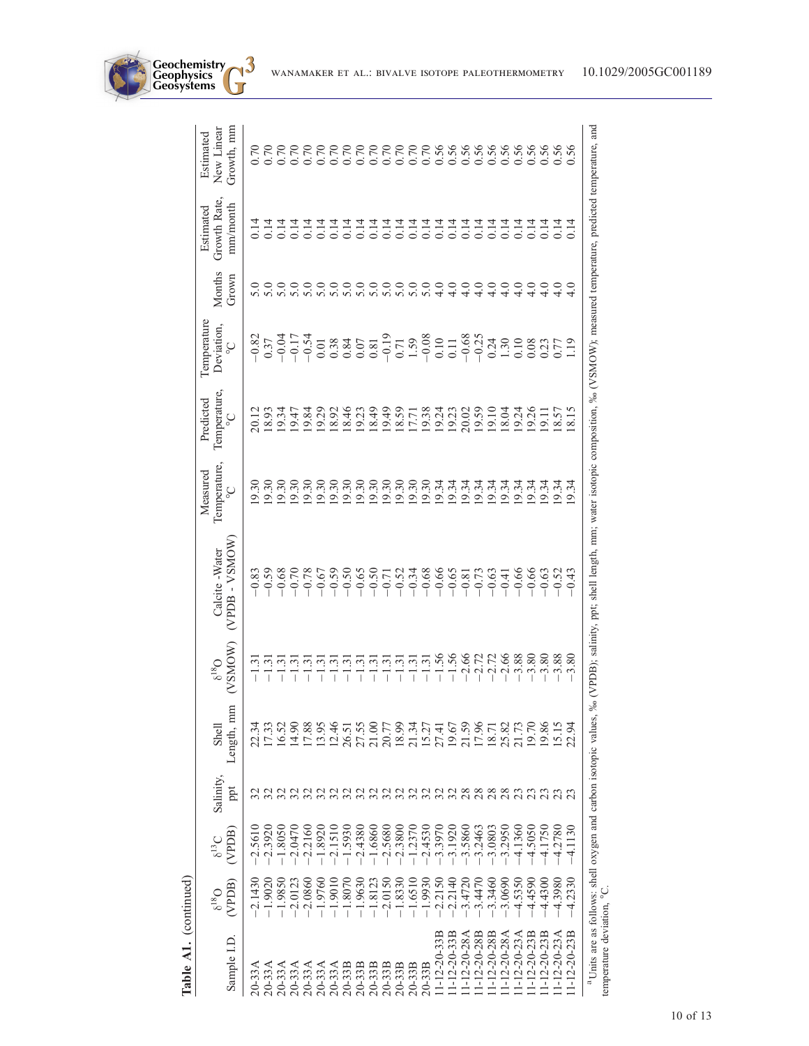**Table A1.** (continued)

| Sample I.D. | $\delta^{18}O$ (VPDB) | $\delta^{13}C$ (VPDB) | Salinity, ppt | Shell Length, mm | $\delta^{18}O$ (VSMOW) | Calcite -Water (VPDB - VSMOW) | Measured Temperature, °C | Predicted Temperature, °C | Temperature Deviation, °C | Months Grown | Estimated Growth Rate, mm/month | Estimated New Linear Growth, mm |
|---|---|---|---|---|---|---|---|---|---|---|---|---|
| 20-33A | −2.1430 | −2.5610 | 32 | 22.34 | −1.31 | −0.83 | 19.30 | 20.12 | −0.82 | 5.0 | 0.14 | 0.70 |
| 20-33A | −1.9020 | −2.3920 | 32 | 17.33 | −1.31 | −0.59 | 19.30 | 18.93 | 0.37 | 5.0 | 0.14 | 0.70 |
| 20-33A | −1.9850 | −1.8050 | 32 | 16.52 | −1.31 | −0.68 | 19.30 | 19.34 | −0.04 | 5.0 | 0.14 | 0.70 |
| 20-33A | −2.0123 | −2.0470 | 32 | 14.90 | −1.31 | −0.70 | 19.30 | 19.47 | −0.17 | 5.0 | 0.14 | 0.70 |
| 20-33A | −2.0860 | −2.2160 | 32 | 17.88 | −1.31 | −0.78 | 19.30 | 19.84 | −0.54 | 5.0 | 0.14 | 0.70 |
| 20-33A | −1.9760 | −1.8920 | 32 | 13.95 | −1.31 | −0.67 | 19.30 | 19.29 | 0.01 | 5.0 | 0.14 | 0.70 |
| 20-33A | −1.9010 | −2.1510 | 32 | 12.46 | −1.31 | −0.59 | 19.30 | 18.92 | 0.38 | 5.0 | 0.14 | 0.70 |
| 20-33B | −1.8070 | −1.5930 | 32 | 26.51 | −1.31 | −0.50 | 19.30 | 18.46 | 0.84 | 5.0 | 0.14 | 0.70 |
| 20-33B | −1.9630 | −2.4380 | 32 | 27.55 | −1.31 | −0.65 | 19.30 | 19.23 | 0.07 | 5.0 | 0.14 | 0.70 |
| 20-33B | −1.8123 | −1.6860 | 32 | 21.00 | −1.31 | −0.50 | 19.30 | 18.49 | 0.81 | 5.0 | 0.14 | 0.70 |
| 20-33B | −2.0150 | −2.5680 | 32 | 20.77 | −1.31 | −0.71 | 19.30 | 19.49 | −0.19 | 5.0 | 0.14 | 0.70 |
| 20-33B | −1.8330 | −2.3800 | 32 | 18.99 | −1.31 | −0.52 | 19.30 | 18.59 | 0.71 | 5.0 | 0.14 | 0.70 |
| 20-33B | −1.6510 | −1.2370 | 32 | 21.34 | −1.31 | −0.34 | 19.30 | 17.71 | 1.59 | 5.0 | 0.14 | 0.70 |
| 20-33B | −1.9930 | −2.4530 | 32 | 15.27 | −1.31 | −0.68 | 19.30 | 19.38 | −0.08 | 5.0 | 0.14 | 0.70 |
| 11-12-20-33B | −2.2150 | −3.3970 | 32 | 27.41 | −1.56 | −0.66 | 19.34 | 19.24 | 0.10 | 4.0 | 0.14 | 0.56 |
| 11-12-20-33B | −2.2140 | −3.1920 | 32 | 19.67 | −1.56 | −0.65 | 19.34 | 19.23 | 0.11 | 4.0 | 0.14 | 0.56 |
| 11-12-20-28A | −3.4720 | −3.5860 | 28 | 21.59 | −2.66 | −0.81 | 19.34 | 20.02 | −0.68 | 4.0 | 0.14 | 0.56 |
| 11-12-20-28B | −3.4470 | −3.2463 | 28 | 17.96 | −2.72 | −0.73 | 19.34 | 19.59 | −0.25 | 4.0 | 0.14 | 0.56 |
| 11-12-20-28B | −3.3460 | −3.0803 | 28 | 18.71 | −2.72 | −0.63 | 19.34 | 19.10 | 0.24 | 4.0 | 0.14 | 0.56 |
| 11-12-20-28A | −3.0690 | −3.2950 | 28 | 25.82 | −2.66 | −0.41 | 19.34 | 18.04 | 1.30 | 4.0 | 0.14 | 0.56 |
| 11-12-20-23A | −4.5350 | −4.1360 | 23 | 21.73 | −3.88 | −0.66 | 19.34 | 19.24 | 0.10 | 4.0 | 0.14 | 0.56 |
| 11-12-20-23B | −4.4590 | −4.5050 | 23 | 19.70 | −3.80 | −0.66 | 19.34 | 19.26 | 0.08 | 4.0 | 0.14 | 0.56 |
| 11-12-20-23B | −4.4300 | −4.1750 | 23 | 19.86 | −3.80 | −0.63 | 19.34 | 19.11 | 0.23 | 4.0 | 0.14 | 0.56 |
| 11-12-20-23A | −4.3980 | −4.2780 | 23 | 15.15 | −3.88 | −0.52 | 19.34 | 18.57 | 0.77 | 4.0 | 0.14 | 0.56 |
| 11-12-20-23B | −4.2330 | −4.1130 | 23 | 22.94 | −3.80 | −0.43 | 19.34 | 18.15 | 1.19 | 4.0 | 0.14 | 0.56 |

[a]Units are as follows: shell oxygen and carbon isotopic values, ‰ (VPDB); salinity, ppt; shell length, mm; water isotopic composition, ‰ (VSMOW); measured temperature, predicted temperature, and temperature deviation, °C.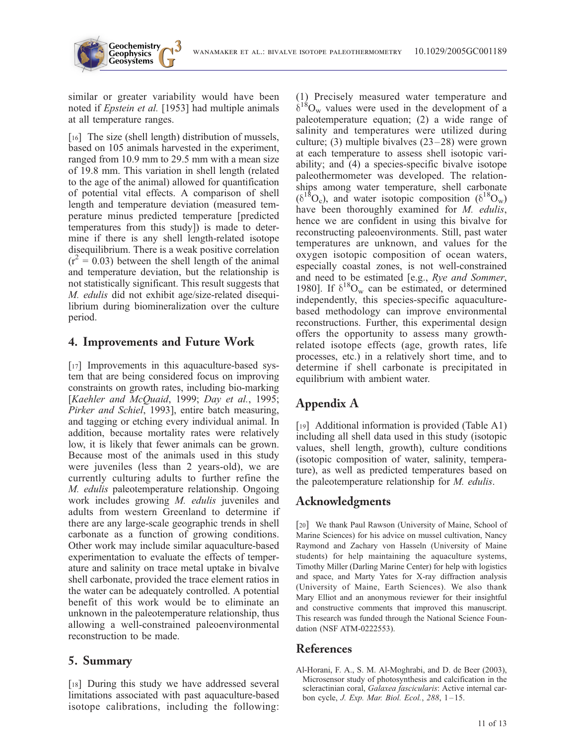similar or greater variability would have been noted if *Epstein et al.* [1953] had multiple animals at all temperature ranges.

[16] The size (shell length) distribution of mussels, based on 105 animals harvested in the experiment, ranged from 10.9 mm to 29.5 mm with a mean size of 19.8 mm. This variation in shell length (related to the age of the animal) allowed for quantification of potential vital effects. A comparison of shell length and temperature deviation (measured temperature minus predicted temperature [predicted temperatures from this study]) is made to determine if there is any shell length-related isotope disequilibrium. There is a weak positive correlation ($r^2 = 0.03$) between the shell length of the animal and temperature deviation, but the relationship is not statistically significant. This result suggests that *M. edulis* did not exhibit age/size-related disequilibrium during biomineralization over the culture period.

## 4. Improvements and Future Work

[17] Improvements in this aquaculture-based system that are being considered focus on improving constraints on growth rates, including bio-marking [*Kaehler and McQuaid*, 1999; *Day et al.*, 1995; *Pirker and Schiel*, 1993], entire batch measuring, and tagging or etching every individual animal. In addition, because mortality rates were relatively low, it is likely that fewer animals can be grown. Because most of the animals used in this study were juveniles (less than 2 years-old), we are currently culturing adults to further refine the *M. edulis* paleotemperature relationship. Ongoing work includes growing *M. edulis* juveniles and adults from western Greenland to determine if there are any large-scale geographic trends in shell carbonate as a function of growing conditions. Other work may include similar aquaculture-based experimentation to evaluate the effects of temperature and salinity on trace metal uptake in bivalve shell carbonate, provided the trace element ratios in the water can be adequately controlled. A potential benefit of this work would be to eliminate an unknown in the paleotemperature relationship, thus allowing a well-constrained paleoenvironmental reconstruction to be made.

## 5. Summary

[18] During this study we have addressed several limitations associated with past aquaculture-based isotope calibrations, including the following: (1) Precisely measured water temperature and $\delta^{18}O_w$ values were used in the development of a paleotemperature equation; (2) a wide range of salinity and temperatures were utilized during culture; (3) multiple bivalves (23–28) were grown at each temperature to assess shell isotopic variability; and (4) a species-specific bivalve isotope paleothermometer was developed. The relationships among water temperature, shell carbonate ($\delta^{18}O_c$), and water isotopic composition ($\delta^{18}O_w$) have been thoroughly examined for *M. edulis*, hence we are confident in using this bivalve for reconstructing paleoenvironments. Still, past water temperatures are unknown, and values for the oxygen isotopic composition of ocean waters, especially coastal zones, is not well-constrained and need to be estimated [e.g., *Rye and Sommer*, 1980]. If $\delta^{18}O_w$ can be estimated, or determined independently, this species-specific aquaculture-based methodology can improve environmental reconstructions. Further, this experimental design offers the opportunity to assess many growth-related isotope effects (age, growth rates, life processes, etc.) in a relatively short time, and to determine if shell carbonate is precipitated in equilibrium with ambient water.

## Appendix A

[19] Additional information is provided (Table A1) including all shell data used in this study (isotopic values, shell length, growth), culture conditions (isotopic composition of water, salinity, temperature), as well as predicted temperatures based on the paleotemperature relationship for *M. edulis*.

## Acknowledgments

[20] We thank Paul Rawson (University of Maine, School of Marine Sciences) for his advice on mussel cultivation, Nancy Raymond and Zachary von Hasseln (University of Maine students) for help maintaining the aquaculture systems, Timothy Miller (Darling Marine Center) for help with logistics and space, and Marty Yates for X-ray diffraction analysis (University of Maine, Earth Sciences). We also thank Mary Elliot and an anonymous reviewer for their insightful and constructive comments that improved this manuscript. This research was funded through the National Science Foundation (NSF ATM-0222553).

## References

Al-Horani, F. A., S. M. Al-Moghrabi, and D. de Beer (2003), Microsensor study of photosynthesis and calcification in the scleractinian coral, *Galaxea fascicularis*: Active internal carbon cycle, *J. Exp. Mar. Biol. Ecol.*, *288*, 1–15.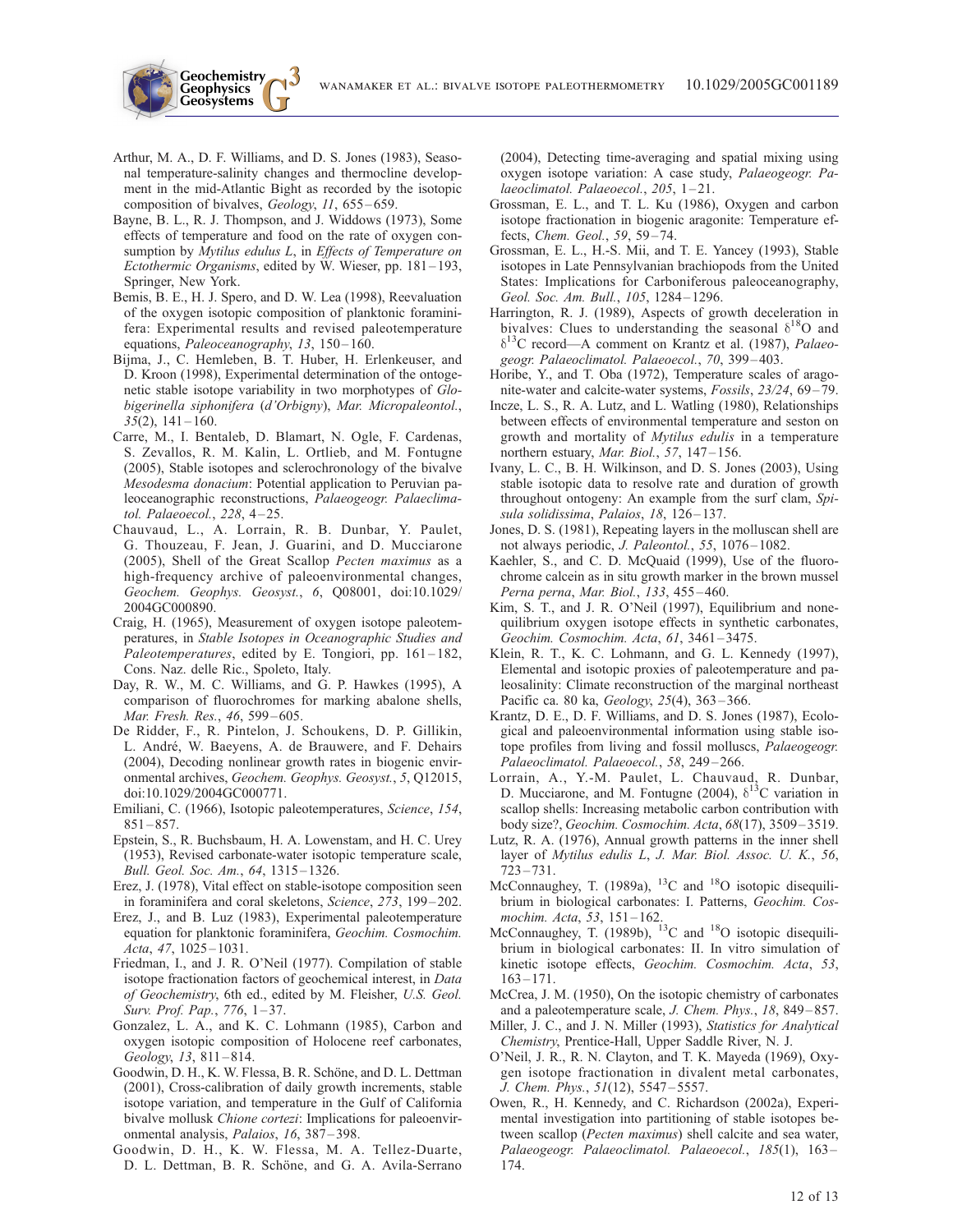Arthur, M. A., D. F. Williams, and D. S. Jones (1983), Seasonal temperature-salinity changes and thermocline development in the mid-Atlantic Bight as recorded by the isotopic composition of bivalves, *Geology*, *11*, 655–659.

Bayne, B. L., R. J. Thompson, and J. Widdows (1973), Some effects of temperature and food on the rate of oxygen consumption by *Mytilus edulus L*, in *Effects of Temperature on Ectothermic Organisms*, edited by W. Wieser, pp. 181–193, Springer, New York.

Bemis, B. E., H. J. Spero, and D. W. Lea (1998), Reevaluation of the oxygen isotopic composition of planktonic foraminifera: Experimental results and revised paleotemperature equations, *Paleoceanography*, *13*, 150–160.

Bijma, J., C. Hemleben, B. T. Huber, H. Erlenkeuser, and D. Kroon (1998), Experimental determination of the ontogenetic stable isotope variability in two morphotypes of *Globigerinella siphonifera* (*d'Orbigny*), *Mar. Micropaleontol.*, *35*(2), 141–160.

Carre, M., I. Bentaleb, D. Blamart, N. Ogle, F. Cardenas, S. Zevallos, R. M. Kalin, L. Ortlieb, and M. Fontugne (2005), Stable isotopes and sclerochronology of the bivalve *Mesodesma donacium*: Potential application to Peruvian paleoceanographic reconstructions, *Palaeogeogr. Palaeclimatol. Palaeoecol.*, *228*, 4–25.

Chauvaud, L., A. Lorrain, R. B. Dunbar, Y. Paulet, G. Thouzeau, F. Jean, J. Guarini, and D. Mucciarone (2005), Shell of the Great Scallop *Pecten maximus* as a high-frequency archive of paleoenvironmental changes, *Geochem. Geophys. Geosyst.*, *6*, Q08001, doi:10.1029/2004GC000890.

Craig, H. (1965), Measurement of oxygen isotope paleotemperatures, in *Stable Isotopes in Oceanographic Studies and Paleotemperatures*, edited by E. Tongiori, pp. 161–182, Cons. Naz. delle Ric., Spoleto, Italy.

Day, R. W., M. C. Williams, and G. P. Hawkes (1995), A comparison of fluorochromes for marking abalone shells, *Mar. Fresh. Res.*, *46*, 599–605.

De Ridder, F., R. Pintelon, J. Schoukens, D. P. Gillikin, L. André, W. Baeyens, A. de Brauwere, and F. Dehairs (2004), Decoding nonlinear growth rates in biogenic environmental archives, *Geochem. Geophys. Geosyst.*, *5*, Q12015, doi:10.1029/2004GC000771.

Emiliani, C. (1966), Isotopic paleotemperatures, *Science*, *154*, 851–857.

Epstein, S., R. Buchsbaum, H. A. Lowenstam, and H. C. Urey (1953), Revised carbonate-water isotopic temperature scale, *Bull. Geol. Soc. Am.*, *64*, 1315–1326.

Erez, J. (1978), Vital effect on stable-isotope composition seen in foraminifera and coral skeletons, *Science*, *273*, 199–202.

Erez, J., and B. Luz (1983), Experimental paleotemperature equation for planktonic foraminifera, *Geochim. Cosmochim. Acta*, *47*, 1025–1031.

Friedman, I., and J. R. O'Neil (1977). Compilation of stable isotope fractionation factors of geochemical interest, in *Data of Geochemistry*, 6th ed., edited by M. Fleisher, *U.S. Geol. Surv. Prof. Pap.*, *776*, 1–37.

Gonzalez, L. A., and K. C. Lohmann (1985), Carbon and oxygen isotopic composition of Holocene reef carbonates, *Geology*, *13*, 811–814.

Goodwin, D. H., K. W. Flessa, B. R. Schöne, and D. L. Dettman (2001), Cross-calibration of daily growth increments, stable isotope variation, and temperature in the Gulf of California bivalve mollusk *Chione cortezi*: Implications for paleoenvironmental analysis, *Palaios*, *16*, 387–398.

Goodwin, D. H., K. W. Flessa, M. A. Tellez-Duarte, D. L. Dettman, B. R. Schöne, and G. A. Avila-Serrano (2004), Detecting time-averaging and spatial mixing using oxygen isotope variation: A case study, *Palaeogeogr. Palaeoclimatol. Palaeoecol.*, *205*, 1–21.

Grossman, E. L., and T. L. Ku (1986), Oxygen and carbon isotope fractionation in biogenic aragonite: Temperature effects, *Chem. Geol.*, *59*, 59–74.

Grossman, E. L., H.-S. Mii, and T. E. Yancey (1993), Stable isotopes in Late Pennsylvanian brachiopods from the United States: Implications for Carboniferous paleoceanography, *Geol. Soc. Am. Bull.*, *105*, 1284–1296.

Harrington, R. J. (1989), Aspects of growth deceleration in bivalves: Clues to understanding the seasonal $\delta^{18}O$ and $\delta^{13}C$ record—A comment on Krantz et al. (1987), *Palaeogeogr. Palaeoclimatol. Palaeoecol.*, *70*, 399–403.

Horibe, Y., and T. Oba (1972), Temperature scales of aragonite-water and calcite-water systems, *Fossils*, *23/24*, 69–79.

Incze, L. S., R. A. Lutz, and L. Watling (1980), Relationships between effects of environmental temperature and seston on growth and mortality of *Mytilus edulis* in a temperature northern estuary, *Mar. Biol.*, *57*, 147–156.

Ivany, L. C., B. H. Wilkinson, and D. S. Jones (2003), Using stable isotopic data to resolve rate and duration of growth throughout ontogeny: An example from the surf clam, *Spisula solidissima*, *Palaios*, *18*, 126–137.

Jones, D. S. (1981), Repeating layers in the molluscan shell are not always periodic, *J. Paleontol.*, *55*, 1076–1082.

Kaehler, S., and C. D. McQuaid (1999), Use of the fluorochrome calcein as in situ growth marker in the brown mussel *Perna perna*, *Mar. Biol.*, *133*, 455–460.

Kim, S. T., and J. R. O'Neil (1997), Equilibrium and nonequilibrium oxygen isotope effects in synthetic carbonates, *Geochim. Cosmochim. Acta*, *61*, 3461–3475.

Klein, R. T., K. C. Lohmann, and G. L. Kennedy (1997), Elemental and isotopic proxies of paleotemperature and paleosalinity: Climate reconstruction of the marginal northeast Pacific ca. 80 ka, *Geology*, *25*(4), 363–366.

Krantz, D. E., D. F. Williams, and D. S. Jones (1987), Ecological and paleoenvironmental information using stable isotope profiles from living and fossil molluscs, *Palaeogeogr. Palaeoclimatol. Palaeoecol.*, *58*, 249–266.

Lorrain, A., Y.-M. Paulet, L. Chauvaud, R. Dunbar, D. Mucciarone, and M. Fontugne (2004), $\delta^{13}C$ variation in scallop shells: Increasing metabolic carbon contribution with body size?, *Geochim. Cosmochim. Acta*, *68*(17), 3509–3519.

Lutz, R. A. (1976), Annual growth patterns in the inner shell layer of *Mytilus edulis L*, *J. Mar. Biol. Assoc. U. K.*, *56*, 723–731.

McConnaughey, T. (1989a), $^{13}C$ and $^{18}O$ isotopic disequilibrium in biological carbonates: I. Patterns, *Geochim. Cosmochim. Acta*, *53*, 151–162.

McConnaughey, T. (1989b), $^{13}C$ and $^{18}O$ isotopic disequilibrium in biological carbonates: II. In vitro simulation of kinetic isotope effects, *Geochim. Cosmochim. Acta*, *53*, 163–171.

McCrea, J. M. (1950), On the isotopic chemistry of carbonates and a paleotemperature scale, *J. Chem. Phys.*, *18*, 849–857.

Miller, J. C., and J. N. Miller (1993), *Statistics for Analytical Chemistry*, Prentice-Hall, Upper Saddle River, N. J.

O'Neil, J. R., R. N. Clayton, and T. K. Mayeda (1969), Oxygen isotope fractionation in divalent metal carbonates, *J. Chem. Phys.*, *51*(12), 5547–5557.

Owen, R., H. Kennedy, and C. Richardson (2002a), Experimental investigation into partitioning of stable isotopes between scallop (*Pecten maximus*) shell calcite and sea water, *Palaeogeogr. Palaeoclimatol. Palaeoecol.*, *185*(1), 163–174.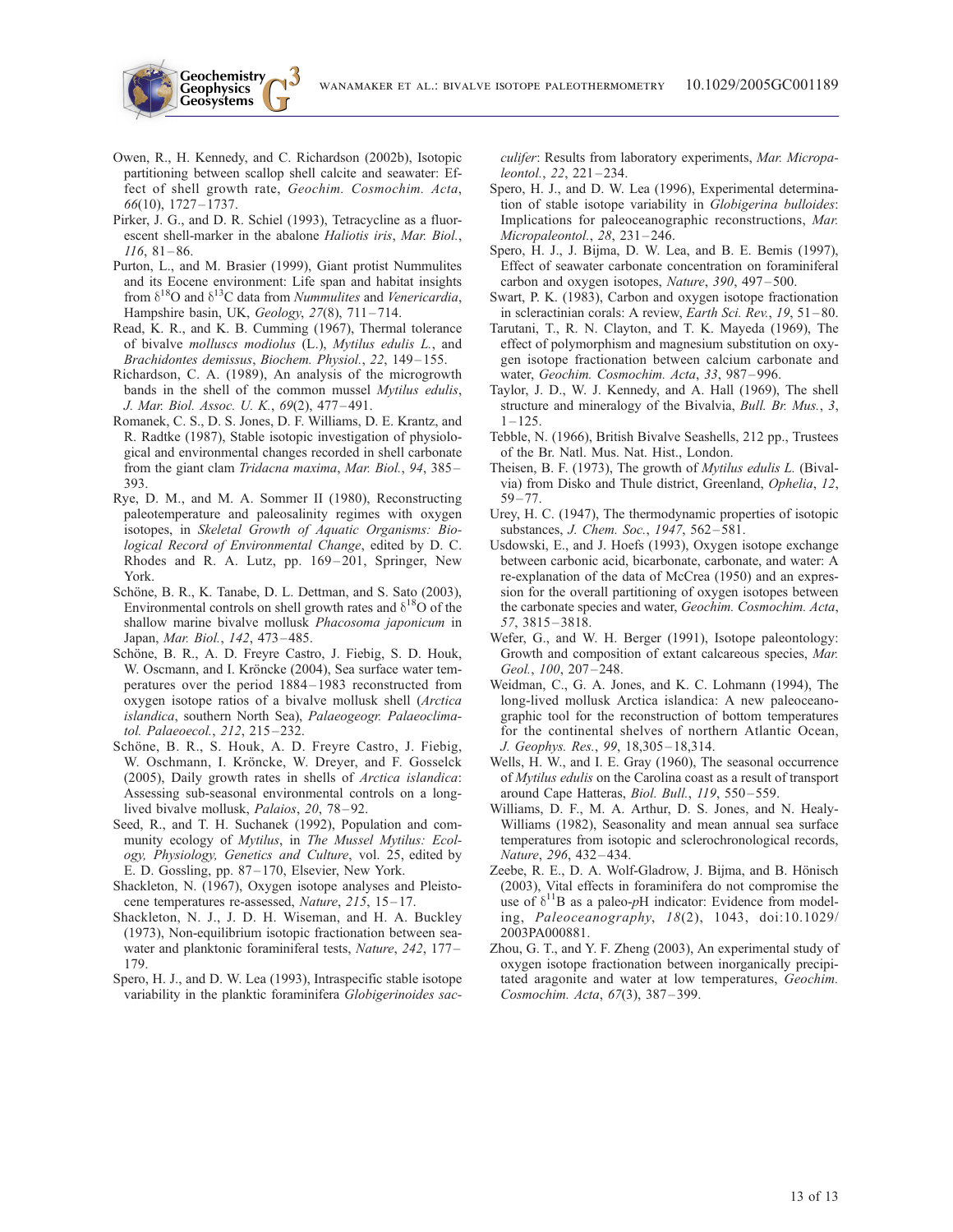Owen, R., H. Kennedy, and C. Richardson (2002b), Isotopic partitioning between scallop shell calcite and seawater: Effect of shell growth rate, *Geochim. Cosmochim. Acta*, *66*(10), 1727–1737.

Pirker, J. G., and D. R. Schiel (1993), Tetracycline as a fluorescent shell-marker in the abalone *Haliotis iris*, *Mar. Biol.*, *116*, 81–86.

Purton, L., and M. Brasier (1999), Giant protist Nummulites and its Eocene environment: Life span and habitat insights from $\delta^{18}O$ and $\delta^{13}C$ data from *Nummulites* and *Venericardia*, Hampshire basin, UK, *Geology*, *27*(8), 711–714.

Read, K. R., and K. B. Cumming (1967), Thermal tolerance of bivalve *molluscs modiolus* (L.), *Mytilus edulis L.*, and *Brachidontes demissus*, *Biochem. Physiol.*, *22*, 149–155.

Richardson, C. A. (1989), An analysis of the microgrowth bands in the shell of the common mussel *Mytilus edulis*, *J. Mar. Biol. Assoc. U. K.*, *69*(2), 477–491.

Romanek, C. S., D. S. Jones, D. F. Williams, D. E. Krantz, and R. Radtke (1987), Stable isotopic investigation of physiological and environmental changes recorded in shell carbonate from the giant clam *Tridacna maxima*, *Mar. Biol.*, *94*, 385–393.

Rye, D. M., and M. A. Sommer II (1980), Reconstructing paleotemperature and paleosalinity regimes with oxygen isotopes, in *Skeletal Growth of Aquatic Organisms: Biological Record of Environmental Change*, edited by D. C. Rhodes and R. A. Lutz, pp. 169–201, Springer, New York.

Schöne, B. R., K. Tanabe, D. L. Dettman, and S. Sato (2003), Environmental controls on shell growth rates and $\delta^{18}O$ of the shallow marine bivalve mollusk *Phacosoma japonicum* in Japan, *Mar. Biol.*, *142*, 473–485.

Schöne, B. R., A. D. Freyre Castro, J. Fiebig, S. D. Houk, W. Oscmann, and I. Kröncke (2004), Sea surface water temperatures over the period 1884–1983 reconstructed from oxygen isotope ratios of a bivalve mollusk shell (*Arctica islandica*, southern North Sea), *Palaeogeogr. Palaeoclimatol. Palaeoecol.*, *212*, 215–232.

Schöne, B. R., S. Houk, A. D. Freyre Castro, J. Fiebig, W. Oschmann, I. Kröncke, W. Dreyer, and F. Gosselck (2005), Daily growth rates in shells of *Arctica islandica*: Assessing sub-seasonal environmental controls on a long-lived bivalve mollusk, *Palaios*, *20*, 78–92.

Seed, R., and T. H. Suchanek (1992), Population and community ecology of *Mytilus*, in *The Mussel Mytilus: Ecology, Physiology, Genetics and Culture*, vol. 25, edited by E. D. Gossling, pp. 87–170, Elsevier, New York.

Shackleton, N. (1967), Oxygen isotope analyses and Pleistocene temperatures re-assessed, *Nature*, *215*, 15–17.

Shackleton, N. J., J. D. H. Wiseman, and H. A. Buckley (1973), Non-equilibrium isotopic fractionation between seawater and planktonic foraminiferal tests, *Nature*, *242*, 177–179.

Spero, H. J., and D. W. Lea (1993), Intraspecific stable isotope variability in the planktic foraminifera *Globigerinoides sacculifer*: Results from laboratory experiments, *Mar. Micropaleontol.*, *22*, 221–234.

Spero, H. J., and D. W. Lea (1996), Experimental determination of stable isotope variability in *Globigerina bulloides*: Implications for paleoceanographic reconstructions, *Mar. Micropaleontol.*, *28*, 231–246.

Spero, H. J., J. Bijma, D. W. Lea, and B. E. Bemis (1997), Effect of seawater carbonate concentration on foraminiferal carbon and oxygen isotopes, *Nature*, *390*, 497–500.

Swart, P. K. (1983), Carbon and oxygen isotope fractionation in scleractinian corals: A review, *Earth Sci. Rev.*, *19*, 51–80.

Tarutani, T., R. N. Clayton, and T. K. Mayeda (1969), The effect of polymorphism and magnesium substitution on oxygen isotope fractionation between calcium carbonate and water, *Geochim. Cosmochim. Acta*, *33*, 987–996.

Taylor, J. D., W. J. Kennedy, and A. Hall (1969), The shell structure and mineralogy of the Bivalvia, *Bull. Br. Mus.*, *3*, 1–125.

Tebble, N. (1966), British Bivalve Seashells, 212 pp., Trustees of the Br. Natl. Mus. Nat. Hist., London.

Theisen, B. F. (1973), The growth of *Mytilus edulis L.* (Bivalvia) from Disko and Thule district, Greenland, *Ophelia*, *12*, 59–77.

Urey, H. C. (1947), The thermodynamic properties of isotopic substances, *J. Chem. Soc.*, *1947*, 562–581.

Usdowski, E., and J. Hoefs (1993), Oxygen isotope exchange between carbonic acid, bicarbonate, carbonate, and water: A re-explanation of the data of McCrea (1950) and an expression for the overall partitioning of oxygen isotopes between the carbonate species and water, *Geochim. Cosmochim. Acta*, *57*, 3815–3818.

Wefer, G., and W. H. Berger (1991), Isotope paleontology: Growth and composition of extant calcareous species, *Mar. Geol.*, *100*, 207–248.

Weidman, C., G. A. Jones, and K. C. Lohmann (1994), The long-lived mollusk Arctica islandica: A new paleoceanographic tool for the reconstruction of bottom temperatures for the continental shelves of northern Atlantic Ocean, *J. Geophys. Res.*, *99*, 18,305–18,314.

Wells, H. W., and I. E. Gray (1960), The seasonal occurrence of *Mytilus edulis* on the Carolina coast as a result of transport around Cape Hatteras, *Biol. Bull.*, *119*, 550–559.

Williams, D. F., M. A. Arthur, D. S. Jones, and N. Healy-Williams (1982), Seasonality and mean annual sea surface temperatures from isotopic and sclerochronological records, *Nature*, *296*, 432–434.

Zeebe, R. E., D. A. Wolf-Gladrow, J. Bijma, and B. Hönisch (2003), Vital effects in foraminifera do not compromise the use of $\delta^{11}B$ as a paleo-*p*H indicator: Evidence from modeling, *Paleoceanography*, *18*(2), 1043, doi:10.1029/2003PA000881.

Zhou, G. T., and Y. F. Zheng (2003), An experimental study of oxygen isotope fractionation between inorganically precipitated aragonite and water at low temperatures, *Geochim. Cosmochim. Acta*, *67*(3), 387–399.